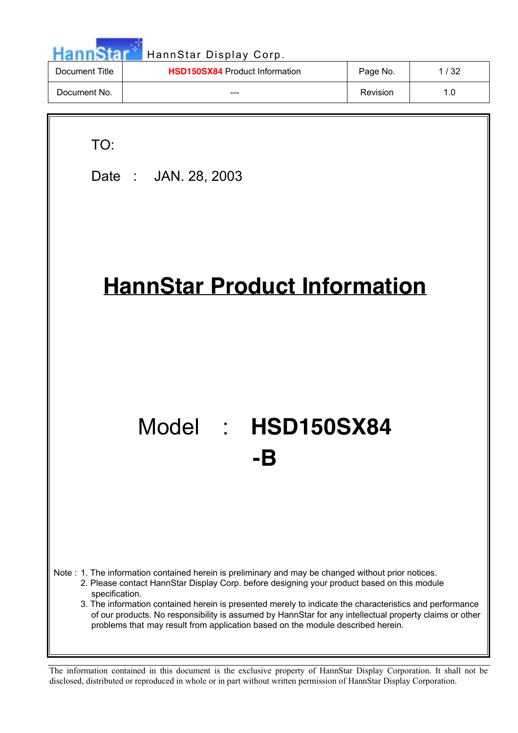| Document Title | **HSD150SX84** Product Information | Page No. | 1 / 32 |
|---|---|---|---|
| Document No. | --- | Revision | 1.0 |

TO:

Date : JAN. 28, 2003

# HannStar Product Information

## Model : **HSD150SX84-B**

Note : 1. The information contained herein is preliminary and may be changed without prior notices.
2. Please contact HannStar Display Corp. before designing your product based on this module specification.
3. The information contained herein is presented merely to indicate the characteristics and performance of our products. No responsibility is assumed by HannStar for any intellectual property claims or other problems that may result from application based on the module described herein.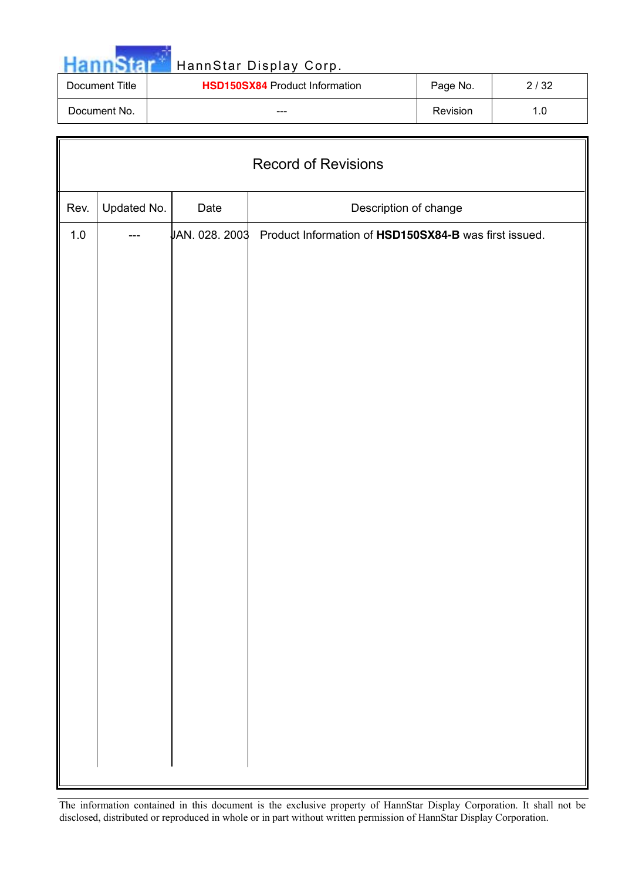| Document Title | **HSD150SX84** Product Information | Page No. | 2 / 32 |
|---|---|---|---|
| Document No. | --- | Revision | 1.0 |

## Record of Revisions

| Rev. | Updated No. | Date | Description of change |
|---|---|---|---|
| 1.0 | --- | JAN. 028. 2003 | Product Information of **HSD150SX84-B** was first issued. |

The information contained in this document is the exclusive property of HannStar Display Corporation. It shall not be disclosed, distributed or reproduced in whole or in part without written permission of HannStar Display Corporation.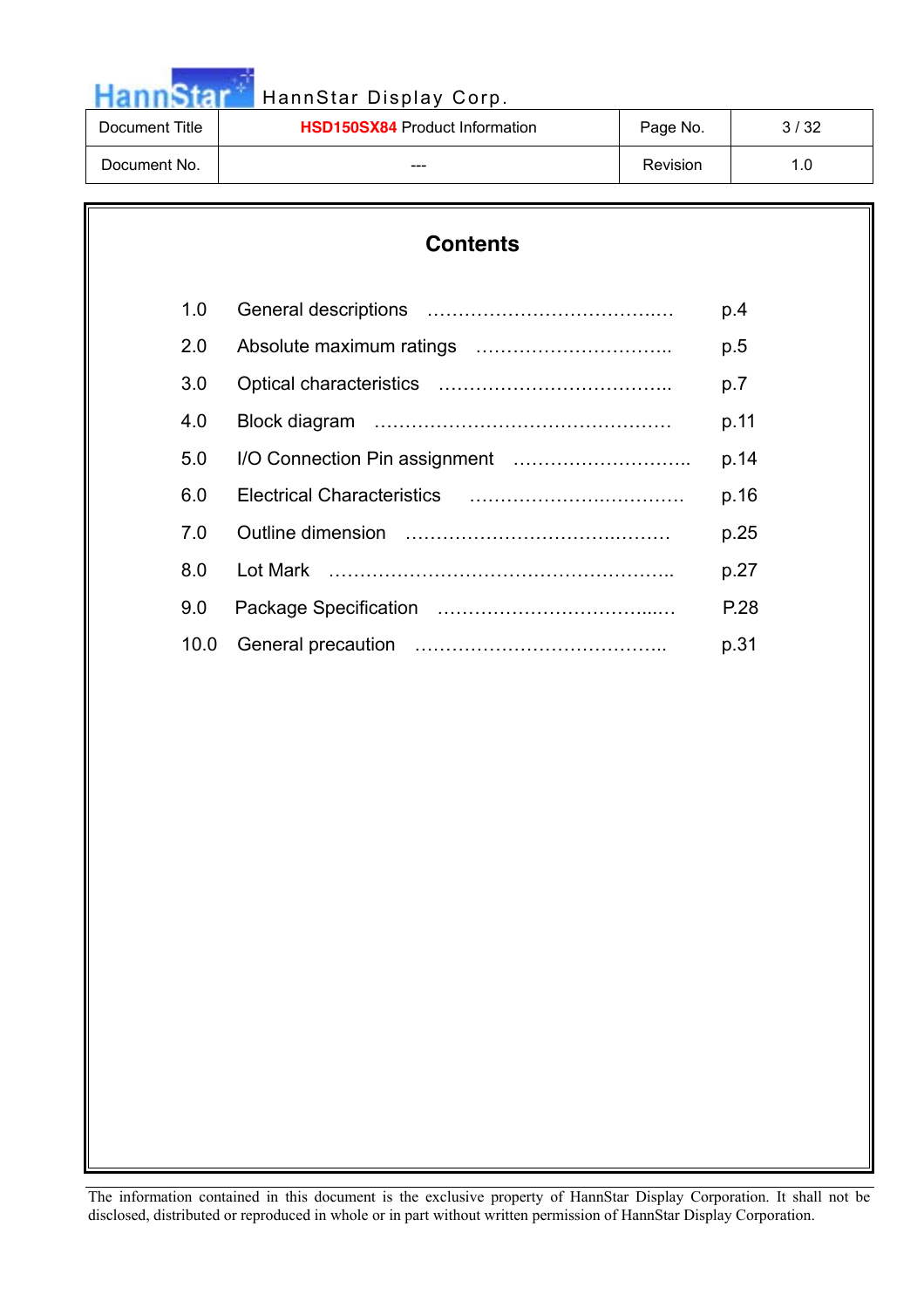# Contents

| | | |
|---|---|---|
| 1.0 | General descriptions | p.4 |
| 2.0 | Absolute maximum ratings | p.5 |
| 3.0 | Optical characteristics | p.7 |
| 4.0 | Block diagram | p.11 |
| 5.0 | I/O Connection Pin assignment | p.14 |
| 6.0 | Electrical Characteristics | p.16 |
| 7.0 | Outline dimension | p.25 |
| 8.0 | Lot Mark | p.27 |
| 9.0 | Package Specification | P.28 |
| 10.0 | General precaution | p.31 |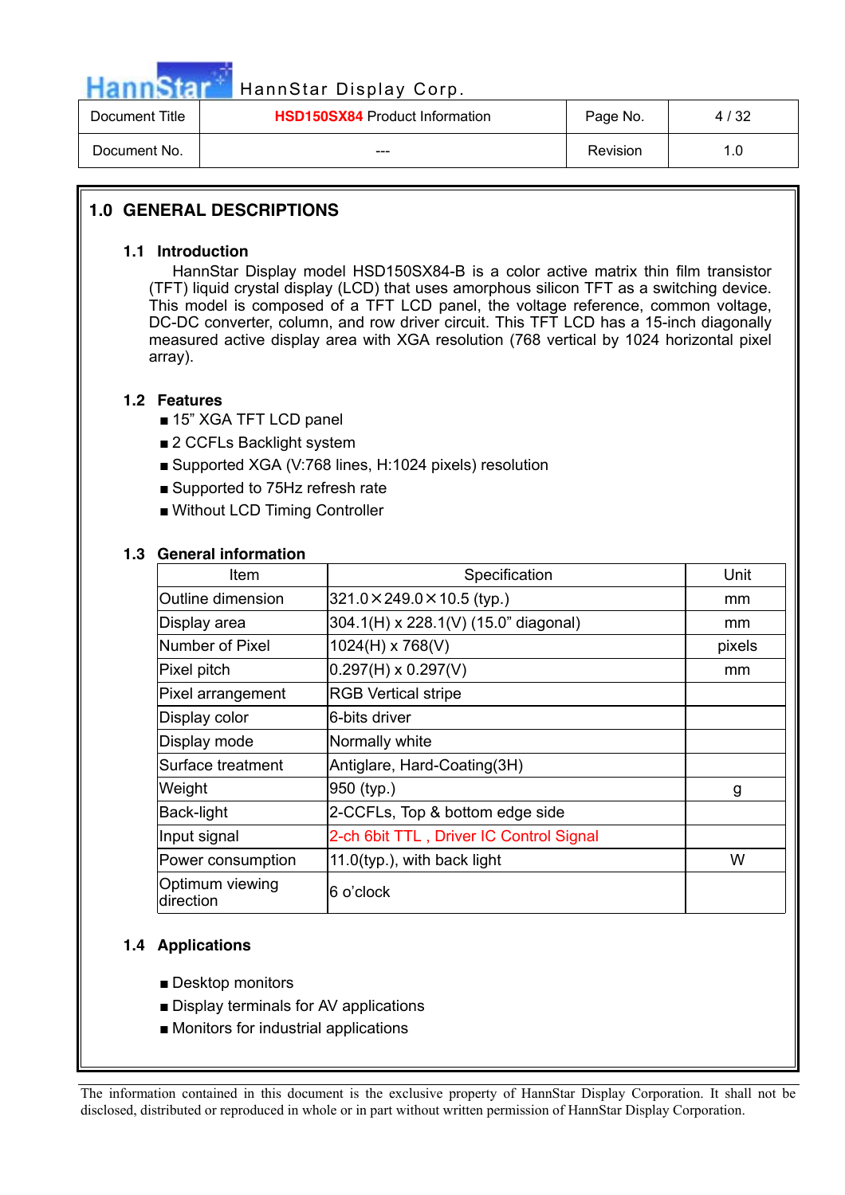## 1.0 GENERAL DESCRIPTIONS

### 1.1 Introduction

HannStar Display model HSD150SX84-B is a color active matrix thin film transistor (TFT) liquid crystal display (LCD) that uses amorphous silicon TFT as a switching device. This model is composed of a TFT LCD panel, the voltage reference, common voltage, DC-DC converter, column, and row driver circuit. This TFT LCD has a 15-inch diagonally measured active display area with XGA resolution (768 vertical by 1024 horizontal pixel array).

### 1.2 Features

- 15" XGA TFT LCD panel
- 2 CCFLs Backlight system
- Supported XGA (V:768 lines, H:1024 pixels) resolution
- Supported to 75Hz refresh rate
- Without LCD Timing Controller

### 1.3 General information

| Item | Specification | Unit |
|---|---|---|
| Outline dimension | 321.0×249.0×10.5 (typ.) | mm |
| Display area | 304.1(H) x 228.1(V) (15.0" diagonal) | mm |
| Number of Pixel | 1024(H) x 768(V) | pixels |
| Pixel pitch | 0.297(H) x 0.297(V) | mm |
| Pixel arrangement | RGB Vertical stripe | |
| Display color | 6-bits driver | |
| Display mode | Normally white | |
| Surface treatment | Antiglare, Hard-Coating(3H) | |
| Weight | 950 (typ.) | g |
| Back-light | 2-CCFLs, Top & bottom edge side | |
| Input signal | 2-ch 6bit TTL , Driver IC Control Signal | |
| Power consumption | 11.0(typ.), with back light | W |
| Optimum viewing direction | 6 o'clock | |

### 1.4 Applications

- Desktop monitors
- Display terminals for AV applications
- Monitors for industrial applications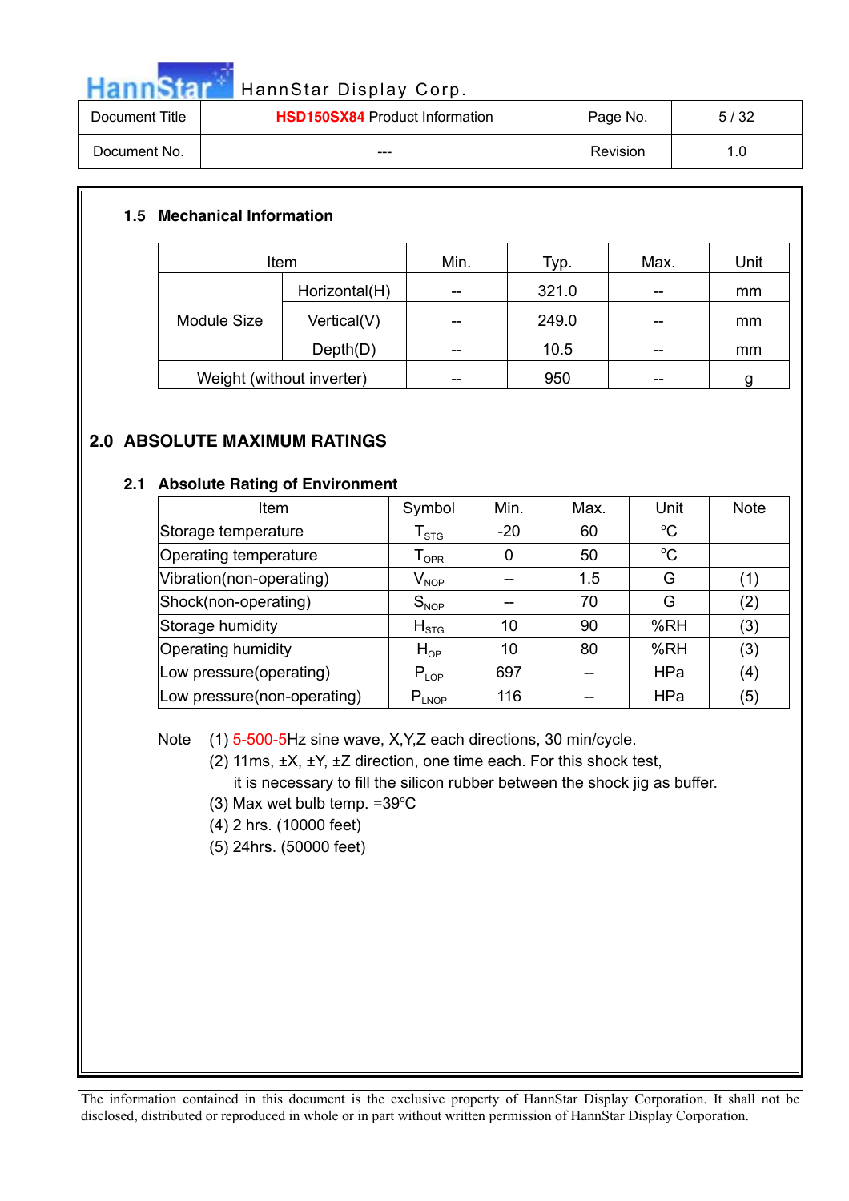### 1.5 Mechanical Information

| Item | | Min. | Typ. | Max. | Unit |
|---|---|---|---|---|---|
| Module Size | Horizontal(H) | -- | 321.0 | -- | mm |
| | Vertical(V) | -- | 249.0 | -- | mm |
| | Depth(D) | -- | 10.5 | -- | mm |
| Weight (without inverter) | | -- | 950 | -- | g |

## 2.0 ABSOLUTE MAXIMUM RATINGS

### 2.1 Absolute Rating of Environment

| Item | Symbol | Min. | Max. | Unit | Note |
|---|---|---|---|---|---|
| Storage temperature | $T_{STG}$ | -20 | 60 | °C | |
| Operating temperature | $T_{OPR}$ | 0 | 50 | °C | |
| Vibration(non-operating) | $V_{NOP}$ | -- | 1.5 | G | (1) |
| Shock(non-operating) | $S_{NOP}$ | -- | 70 | G | (2) |
| Storage humidity | $H_{STG}$ | 10 | 90 | %RH | (3) |
| Operating humidity | $H_{OP}$ | 10 | 80 | %RH | (3) |
| Low pressure(operating) | $P_{LOP}$ | 697 | -- | HPa | (4) |
| Low pressure(non-operating) | $P_{LNOP}$ | 116 | -- | HPa | (5) |

Note (1) 5-500-5Hz sine wave, X,Y,Z each directions, 30 min/cycle.
(2) 11ms, ±X, ±Y, ±Z direction, one time each. For this shock test, it is necessary to fill the silicon rubber between the shock jig as buffer.
(3) Max wet bulb temp. =39°C
(4) 2 hrs. (10000 feet)
(5) 24hrs. (50000 feet)

The information contained in this document is the exclusive property of HannStar Display Corporation. It shall not be disclosed, distributed or reproduced in whole or in part without written permission of HannStar Display Corporation.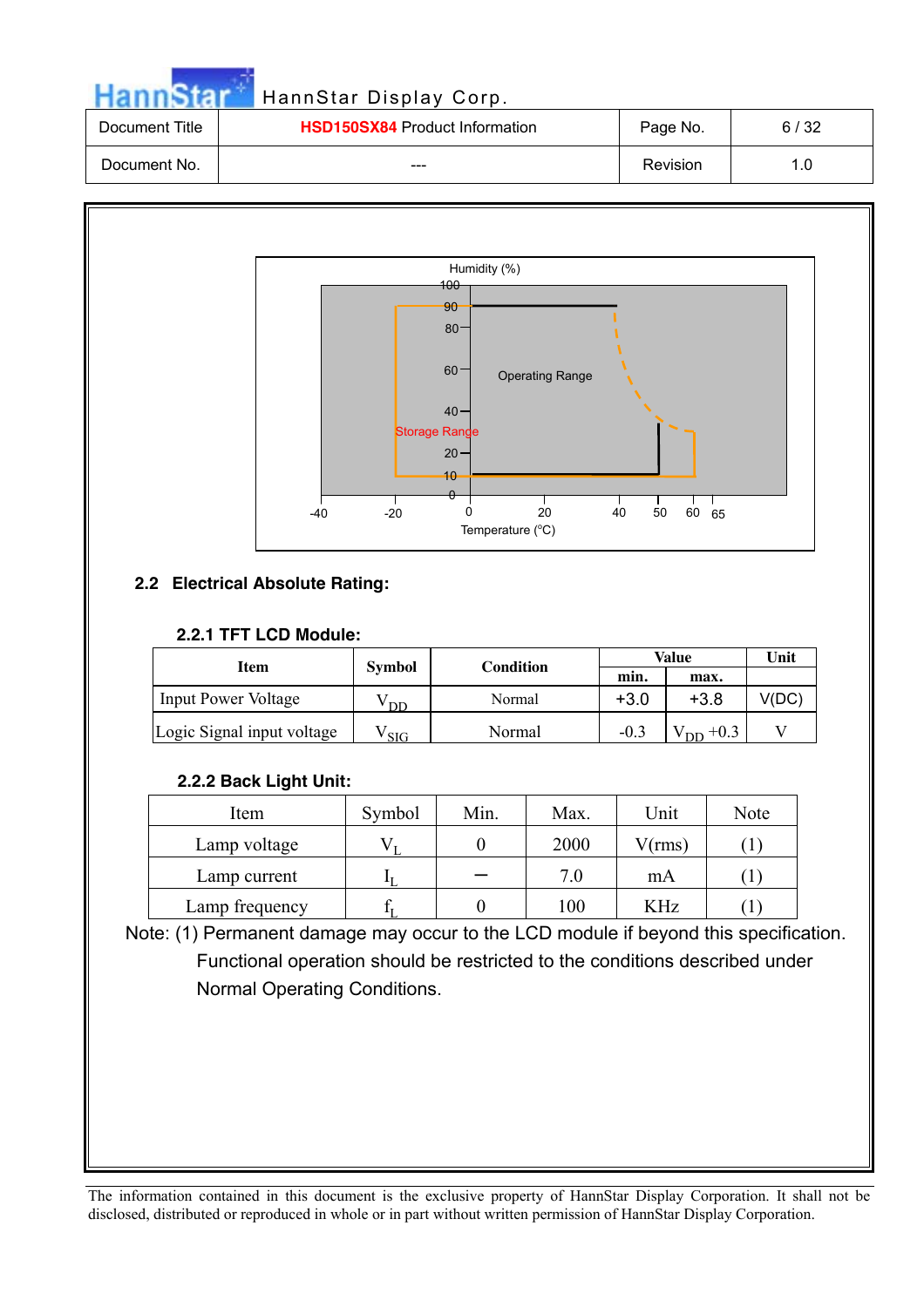Humidity (%)

Operating Range

Storage Range

Temperature (°C)

## 2.2 Electrical Absolute Rating:

### 2.2.1 TFT LCD Module:

| Item | Symbol | Condition | Value min. | Value max. | Unit |
|---|---|---|---|---|---|
| Input Power Voltage | $V_{DD}$ | Normal | +3.0 | +3.8 | V(DC) |
| Logic Signal input voltage | $V_{SIG}$ | Normal | -0.3 | $V_{DD}$ +0.3 | V |

### 2.2.2 Back Light Unit:

| Item | Symbol | Min. | Max. | Unit | Note |
|---|---|---|---|---|---|
| Lamp voltage | $V_L$ | 0 | 2000 | V(rms) | (1) |
| Lamp current | $I_L$ | — | 7.0 | mA | (1) |
| Lamp frequency | $f_L$ | 0 | 100 | KHz | (1) |

Note: (1) Permanent damage may occur to the LCD module if beyond this specification. Functional operation should be restricted to the conditions described under Normal Operating Conditions.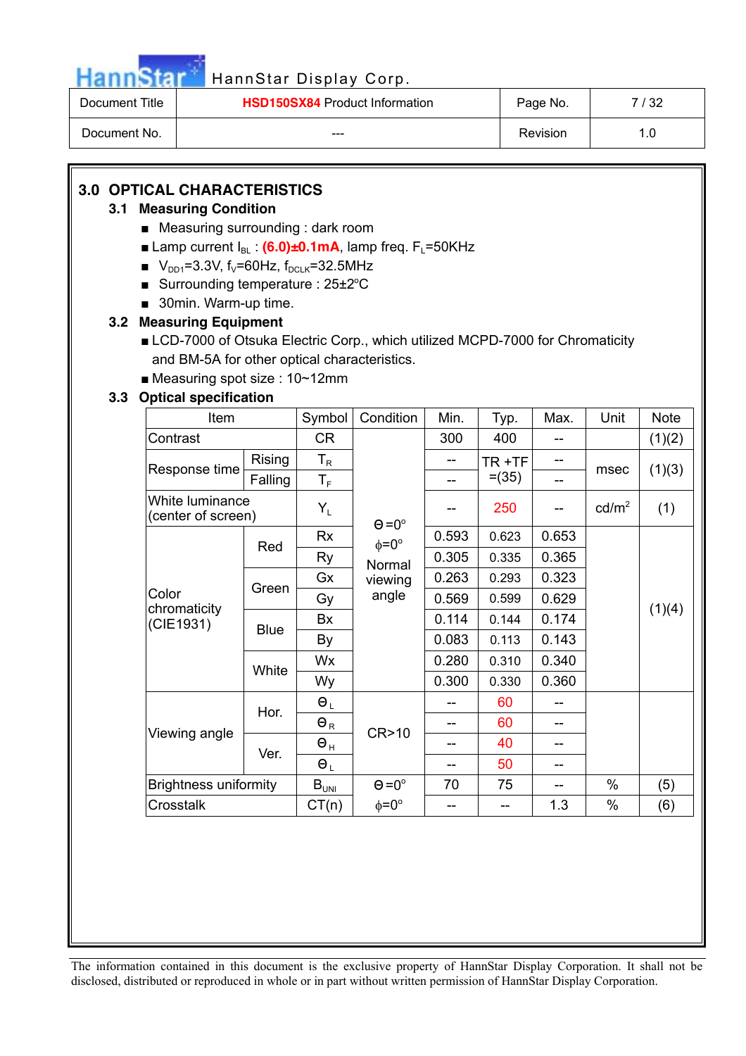## 3.0 OPTICAL CHARACTERISTICS

### 3.1 Measuring Condition

- Measuring surrounding : dark room
- Lamp current $I_{BL}$ : **(6.0)±0.1mA**, lamp freq. $F_L$=50KHz
- $V_{DD1}$=3.3V, $f_V$=60Hz, $f_{DCLK}$=32.5MHz
- Surrounding temperature : 25±2°C
- 30min. Warm-up time.

### 3.2 Measuring Equipment

- LCD-7000 of Otsuka Electric Corp., which utilized MCPD-7000 for Chromaticity and BM-5A for other optical characteristics.
- Measuring spot size : 10~12mm

### 3.3 Optical specification

| Item | | Symbol | Condition | Min. | Typ. | Max. | Unit | Note |
|---|---|---|---|---|---|---|---|---|
| Contrast | | CR | Θ=0° ϕ=0° Normal viewing angle | 300 | 400 | -- | | (1)(2) |
| Response time | Rising | $T_R$ | | -- | TR +TF =(35) | -- | msec | (1)(3) |
| | Falling | $T_F$ | | -- | | -- | | |
| White luminance (center of screen) | | $Y_L$ | | -- | 250 | -- | cd/m² | (1) |
| Color chromaticity (CIE1931) | Red | Rx | | 0.593 | 0.623 | 0.653 | | (1)(4) |
| | | Ry | | 0.305 | 0.335 | 0.365 | | |
| | Green | Gx | | 0.263 | 0.293 | 0.323 | | |
| | | Gy | | 0.569 | 0.599 | 0.629 | | |
| | Blue | Bx | | 0.114 | 0.144 | 0.174 | | |
| | | By | | 0.083 | 0.113 | 0.143 | | |
| | White | Wx | | 0.280 | 0.310 | 0.340 | | |
| | | Wy | | 0.300 | 0.330 | 0.360 | | |
| Viewing angle | Hor. | $Θ_L$ | CR>10 | -- | 60 | -- | | |
| | | $Θ_R$ | | -- | 60 | -- | | |
| | Ver. | $Θ_H$ | | -- | 40 | -- | | |
| | | $Θ_L$ | | -- | 50 | -- | | |
| Brightness uniformity | | $B_{UNI}$ | Θ=0° | 70 | 75 | -- | % | (5) |
| Crosstalk | | CT(n) | ϕ=0° | -- | -- | 1.3 | % | (6) |

The information contained in this document is the exclusive property of HannStar Display Corporation. It shall not be disclosed, distributed or reproduced in whole or in part without written permission of HannStar Display Corporation.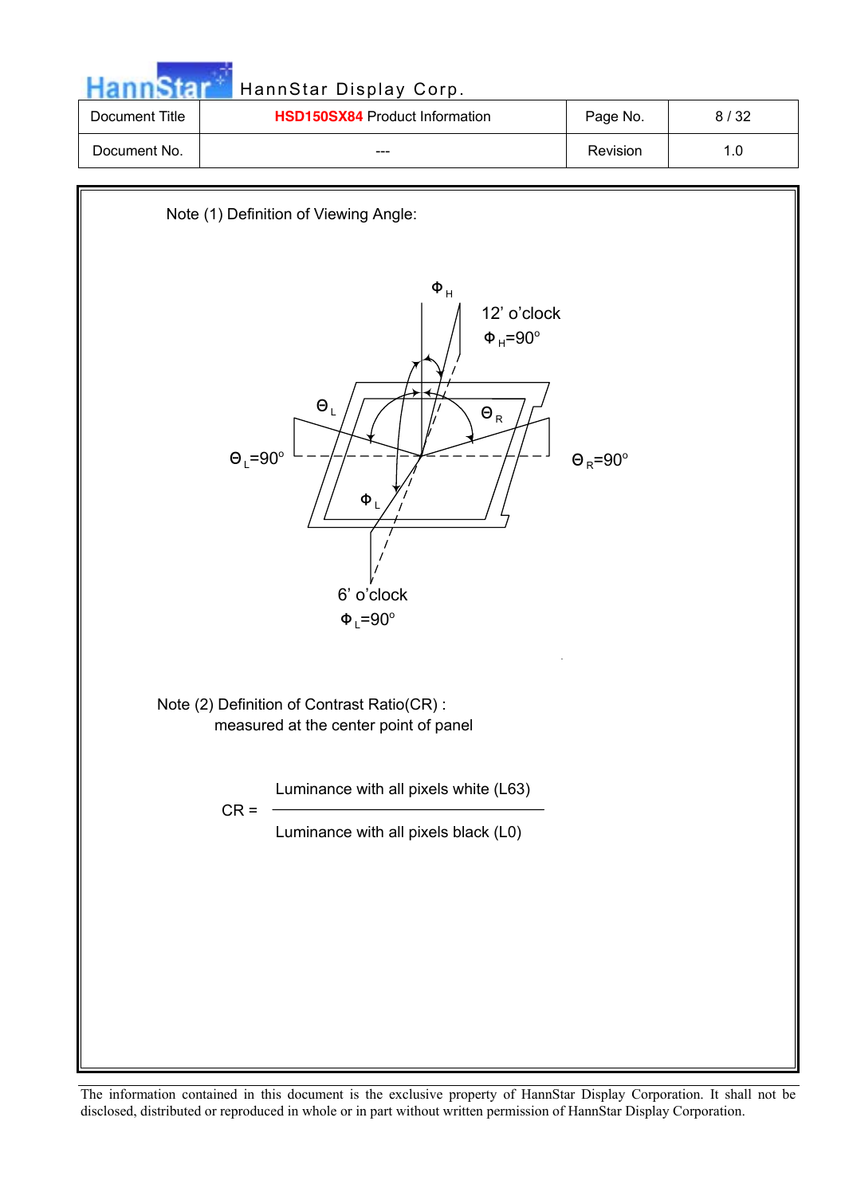Note (1) Definition of Viewing Angle:

$\Phi_H$

12' o'clock
$\Phi_H$=90°

$\Theta_L$ $\Theta_R$

$\Theta_L$=90° $\Theta_R$=90°

$\Phi_L$

6' o'clock
$\Phi_L$=90°

Note (2) Definition of Contrast Ratio(CR) :
measured at the center point of panel

$$CR = \frac{\text{Luminance with all pixels white (L63)}}{\text{Luminance with all pixels black (L0)}}$$

The information contained in this document is the exclusive property of HannStar Display Corporation. It shall not be disclosed, distributed or reproduced in whole or in part without written permission of HannStar Display Corporation.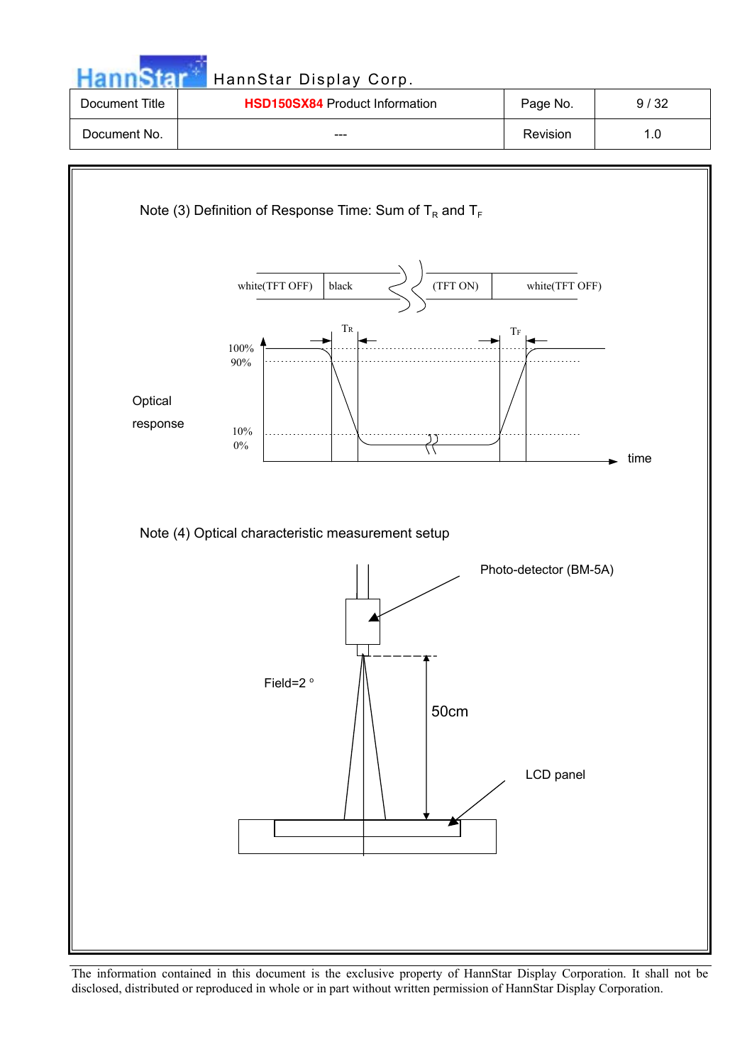Note (3) Definition of Response Time: Sum of $T_R$ and $T_F$

white(TFT OFF) | black | (TFT ON) | white(TFT OFF)

$T_R$ $T_F$

100%
90%

Optical response

10%
0%

time

Note (4) Optical characteristic measurement setup

Photo-detector (BM-5A)

Field=2 °

50cm

LCD panel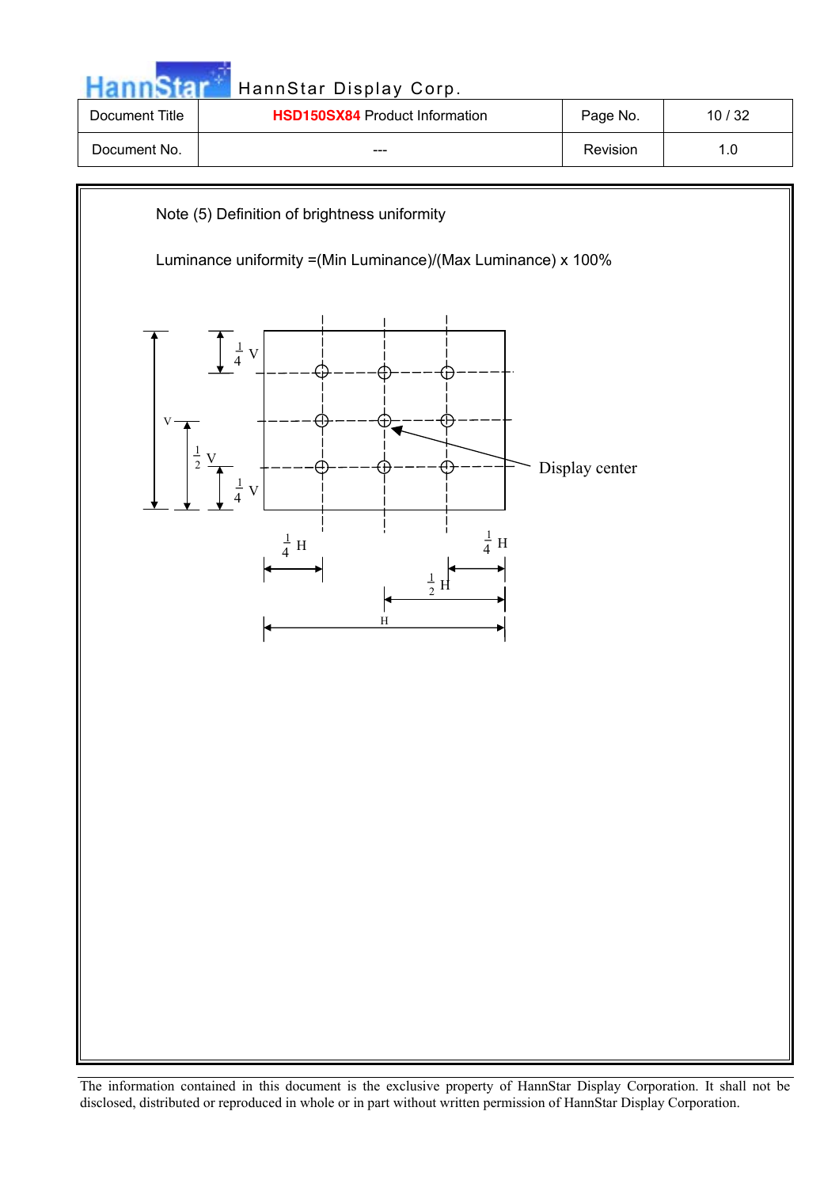Note (5) Definition of brightness uniformity

Luminance uniformity =(Min Luminance)/(Max Luminance) x 100%

$\frac{1}{4}$ V

V

$\frac{1}{2}$ V

$\frac{1}{4}$ V

Display center

$\frac{1}{4}$ H

$\frac{1}{4}$ H

$\frac{1}{2}$ H

H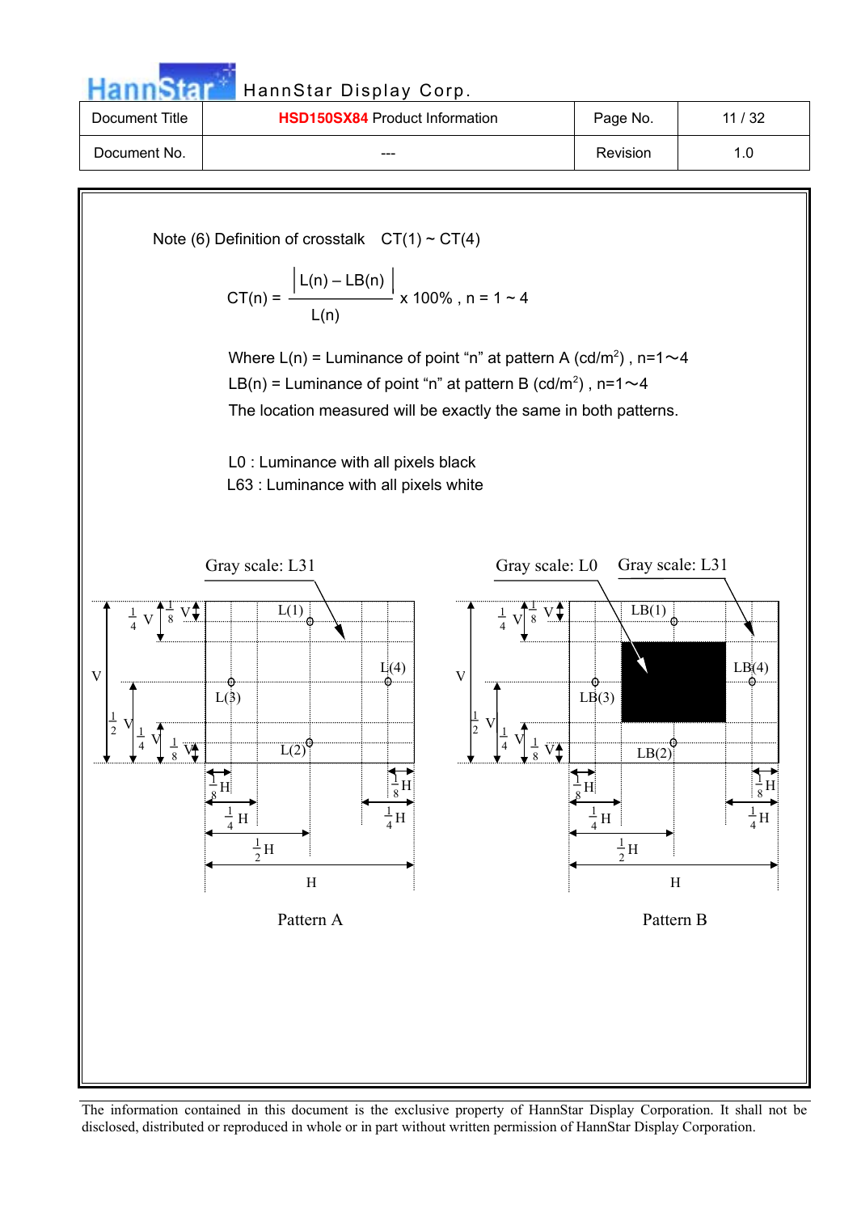Note (6) Definition of crosstalk CT(1) ~ CT(4)

$$CT(n) = \frac{|L(n) - LB(n)|}{L(n)} \times 100\% \text{ , } n = 1 \sim 4$$

Where L(n) = Luminance of point "n" at pattern A (cd/m$^2$) , n=1～4

LB(n) = Luminance of point "n" at pattern B (cd/m$^2$) , n=1～4

The location measured will be exactly the same in both patterns.

L0 : Luminance with all pixels black

L63 : Luminance with all pixels white

Gray scale: L31

Gray scale: L0 Gray scale: L31

L(1) L(2) L(3) L(4)

LB(1) LB(2) LB(3) LB(4)

$\frac{1}{4}$ V $\frac{1}{8}$ V V $\frac{1}{2}$ V $\frac{1}{4}$ V $\frac{1}{8}$ V

$\frac{1}{8}$ H $\frac{1}{4}$ H $\frac{1}{2}$ H H

Pattern A

Pattern B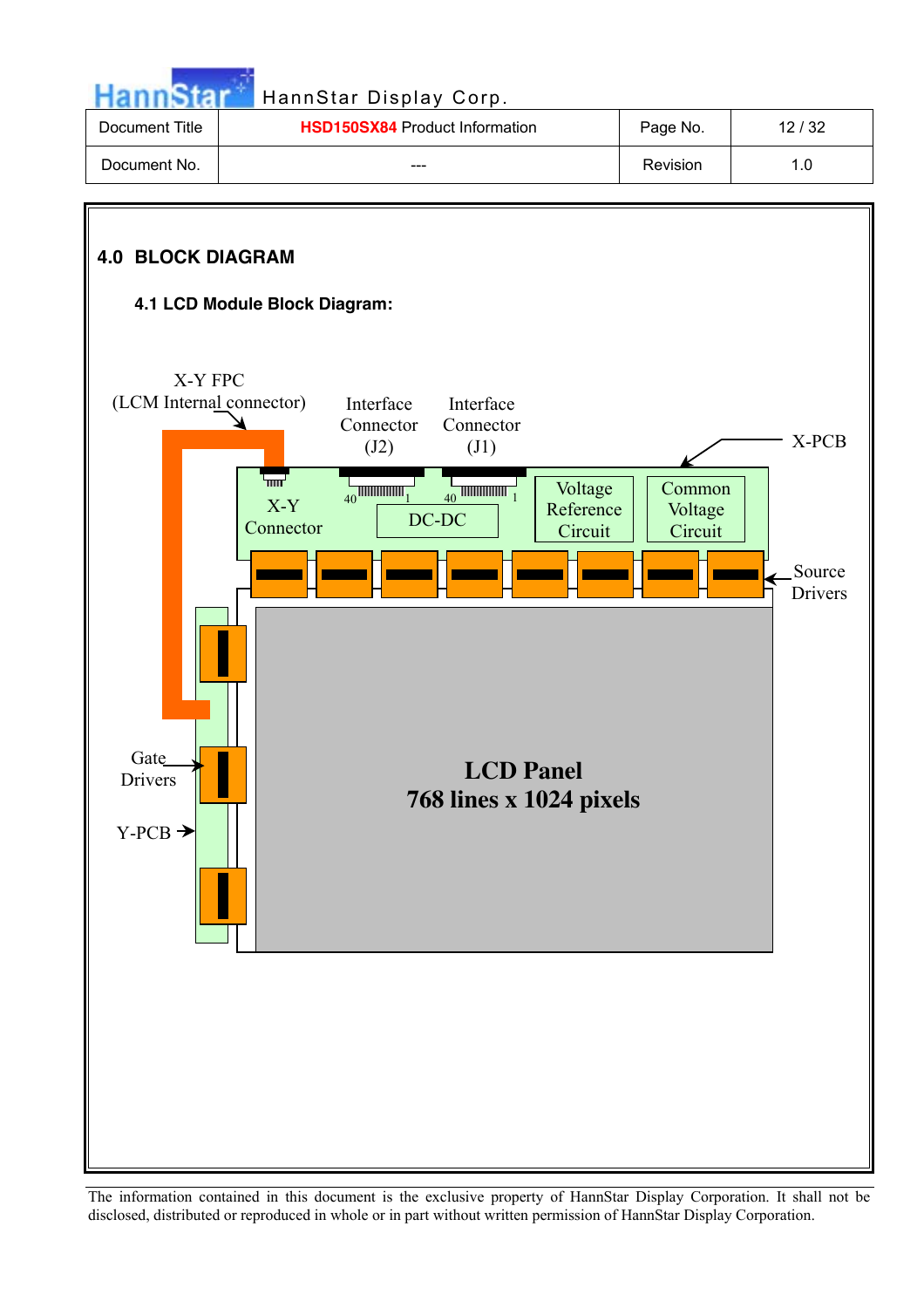## 4.0 BLOCK DIAGRAM

### 4.1 LCD Module Block Diagram:

X-Y FPC
(LCM Internal connector)

Interface Connector (J2)

Interface Connector (J1)

X-PCB

X-Y Connector

40 1

40 1

DC-DC

Voltage Reference Circuit

Common Voltage Circuit

Source Drivers

Gate Drivers

Y-PCB

LCD Panel
768 lines x 1024 pixels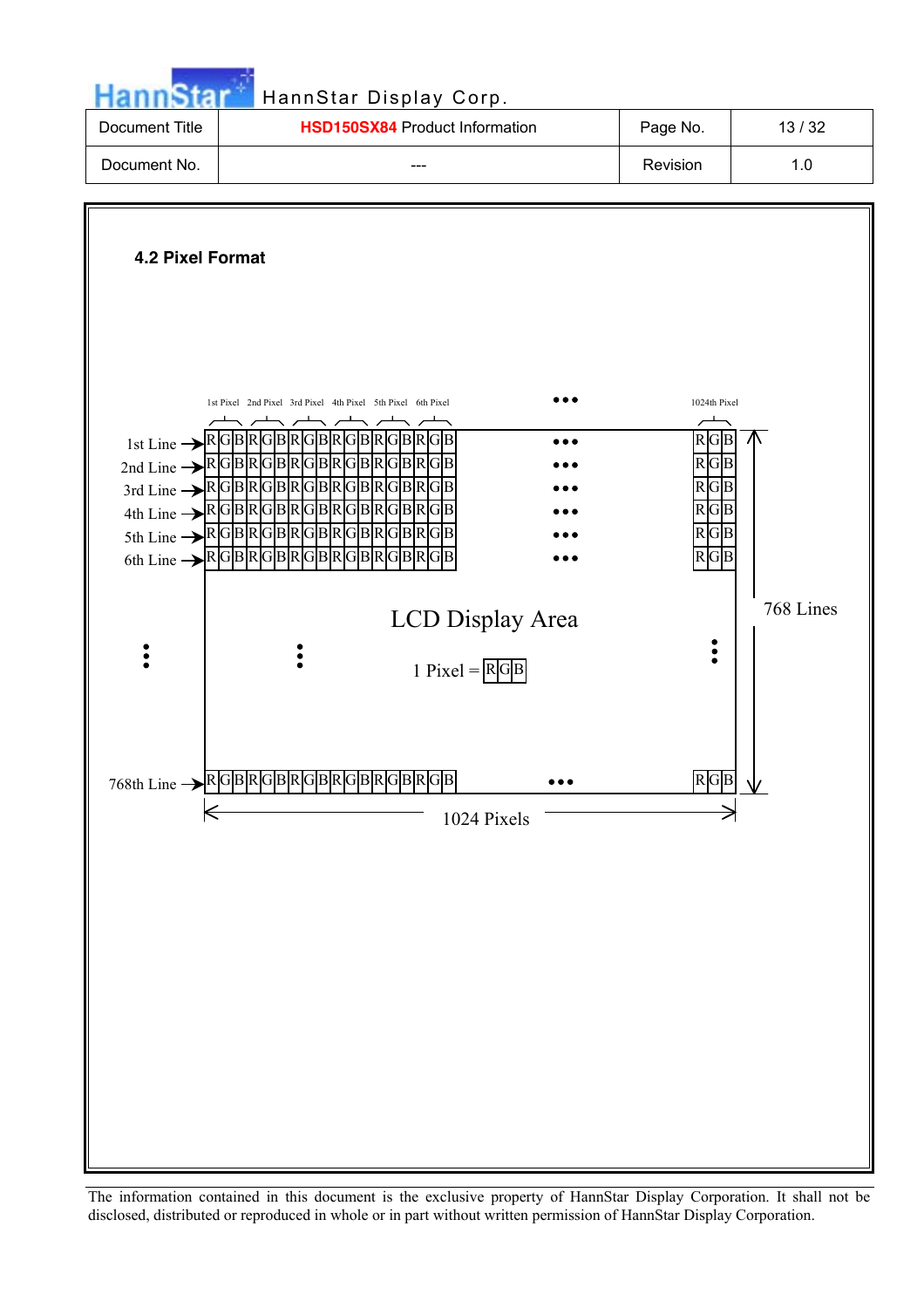### 4.2 Pixel Format

1st Pixel 2nd Pixel 3rd Pixel 4th Pixel 5th Pixel 6th Pixel ••• 1024th Pixel

1st Line → RGBRGBRGBRGBRGBRGB ••• RGB

2nd Line → RGBRGBRGBRGBRGBRGB ••• RGB

3rd Line → RGBRGBRGBRGBRGBRGB ••• RGB

4th Line → RGBRGBRGBRGBRGBRGB ••• RGB

5th Line → RGBRGBRGBRGBRGBRGB ••• RGB

6th Line → RGBRGBRGBRGBRGBRGB ••• RGB

LCD Display Area

1 Pixel = RGB

768 Lines

768th Line → RGBRGBRGBRGBRGBRGB ••• RGB

1024 Pixels

The information contained in this document is the exclusive property of HannStar Display Corporation. It shall not be disclosed, distributed or reproduced in whole or in part without written permission of HannStar Display Corporation.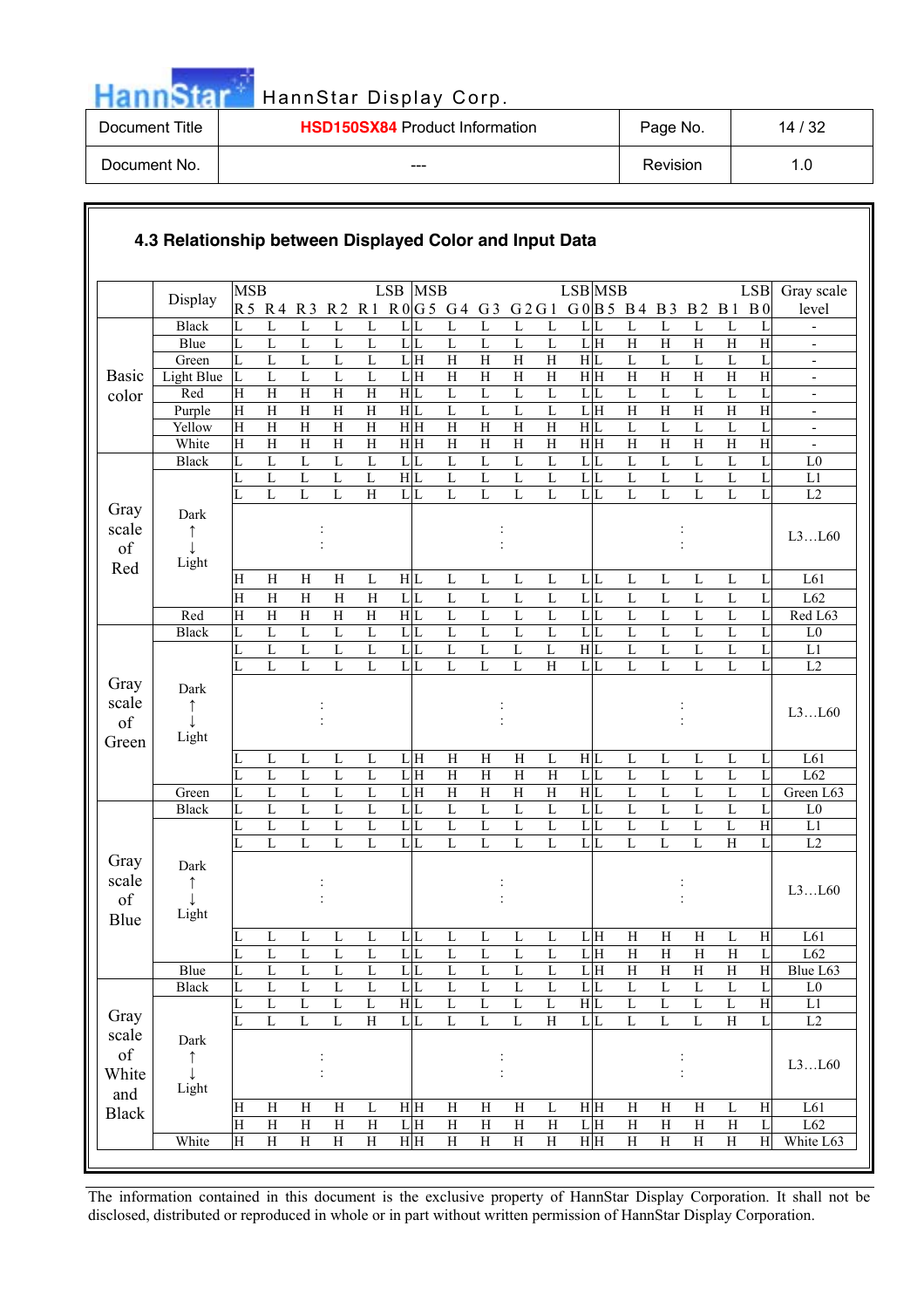### 4.3 Relationship between Displayed Color and Input Data

| | Display | R5 (MSB) | R4 | R3 | R2 | R1 | R0 (LSB) | G5 (MSB) | G4 | G3 | G2 | G1 | G0 (LSB) | B5 (MSB) | B4 | B3 | B2 | B1 | B0 (LSB) | Gray scale level |
|---|---|---|---|---|---|---|---|---|---|---|---|---|---|---|---|---|---|---|---|---|
| Basic color | Black | L | L | L | L | L | L | L | L | L | L | L | L | L | L | L | L | L | L | - |
| | Blue | L | L | L | L | L | L | L | L | L | L | L | L | H | H | H | H | H | H | - |
| | Green | L | L | L | L | L | L | H | H | H | H | H | H | L | L | L | L | L | L | - |
| | Light Blue | L | L | L | L | L | L | H | H | H | H | H | H | H | H | H | H | H | H | - |
| | Red | H | H | H | H | H | H | L | L | L | L | L | L | L | L | L | L | L | L | - |
| | Purple | H | H | H | H | H | H | L | L | L | L | L | L | H | H | H | H | H | H | - |
| | Yellow | H | H | H | H | H | H | H | H | H | H | H | H | L | L | L | L | L | L | - |
| | White | H | H | H | H | H | H | H | H | H | H | H | H | H | H | H | H | H | H | - |
| Gray scale of Red | Black | L | L | L | L | L | L | L | L | L | L | L | L | L | L | L | L | L | L | L0 |
| | Dark ↑ ↓ Light | L | L | L | L | L | H | L | L | L | L | L | L | L | L | L | L | L | L | L1 |
| | | L | L | L | L | H | L | L | L | L | L | L | L | L | L | L | L | L | L | L2 |
| | | | | : | | | | | | : | | | | | | : | | | | L3…L60 |
| | | H | H | H | H | L | H | L | L | L | L | L | L | L | L | L | L | L | L | L61 |
| | | H | H | H | H | H | L | L | L | L | L | L | L | L | L | L | L | L | L | L62 |
| | Red | H | H | H | H | H | H | L | L | L | L | L | L | L | L | L | L | L | L | Red L63 |
| Gray scale of Green | Black | L | L | L | L | L | L | L | L | L | L | L | L | L | L | L | L | L | L | L0 |
| | Dark ↑ ↓ Light | L | L | L | L | L | L | L | L | L | L | L | H | L | L | L | L | L | L | L1 |
| | | L | L | L | L | L | L | L | L | L | L | H | L | L | L | L | L | L | L | L2 |
| | | | | : | | | | | | : | | | | | | : | | | | L3…L60 |
| | | L | L | L | L | L | L | H | H | H | H | L | H | L | L | L | L | L | L | L61 |
| | | L | L | L | L | L | L | H | H | H | H | H | L | L | L | L | L | L | L | L62 |
| | Green | L | L | L | L | L | L | H | H | H | H | H | H | L | L | L | L | L | L | Green L63 |
| Gray scale of Blue | Black | L | L | L | L | L | L | L | L | L | L | L | L | L | L | L | L | L | L | L0 |
| | Dark ↑ ↓ Light | L | L | L | L | L | L | L | L | L | L | L | L | L | L | L | L | L | H | L1 |
| | | L | L | L | L | L | L | L | L | L | L | L | L | L | L | L | L | H | L | L2 |
| | | | | : | | | | | | : | | | | | | : | | | | L3…L60 |
| | | L | L | L | L | L | L | L | L | L | L | L | L | H | H | H | H | L | H | L61 |
| | | L | L | L | L | L | L | L | L | L | L | L | L | H | H | H | H | H | L | L62 |
| | Blue | L | L | L | L | L | L | L | L | L | L | L | L | H | H | H | H | H | H | Blue L63 |
| Gray scale of White and Black | Black | L | L | L | L | L | L | L | L | L | L | L | L | L | L | L | L | L | L | L0 |
| | Dark ↑ ↓ Light | L | L | L | L | L | H | L | L | L | L | L | H | L | L | L | L | L | H | L1 |
| | | L | L | L | L | H | L | L | L | L | L | H | L | L | L | L | L | H | L | L2 |
| | | | | : | | | | | | : | | | | | | : | | | | L3…L60 |
| | | H | H | H | H | L | H | H | H | H | H | L | H | H | H | H | H | L | H | L61 |
| | | H | H | H | H | H | L | H | H | H | H | H | L | H | H | H | H | H | L | L62 |
| | White | H | H | H | H | H | H | H | H | H | H | H | H | H | H | H | H | H | H | White L63 |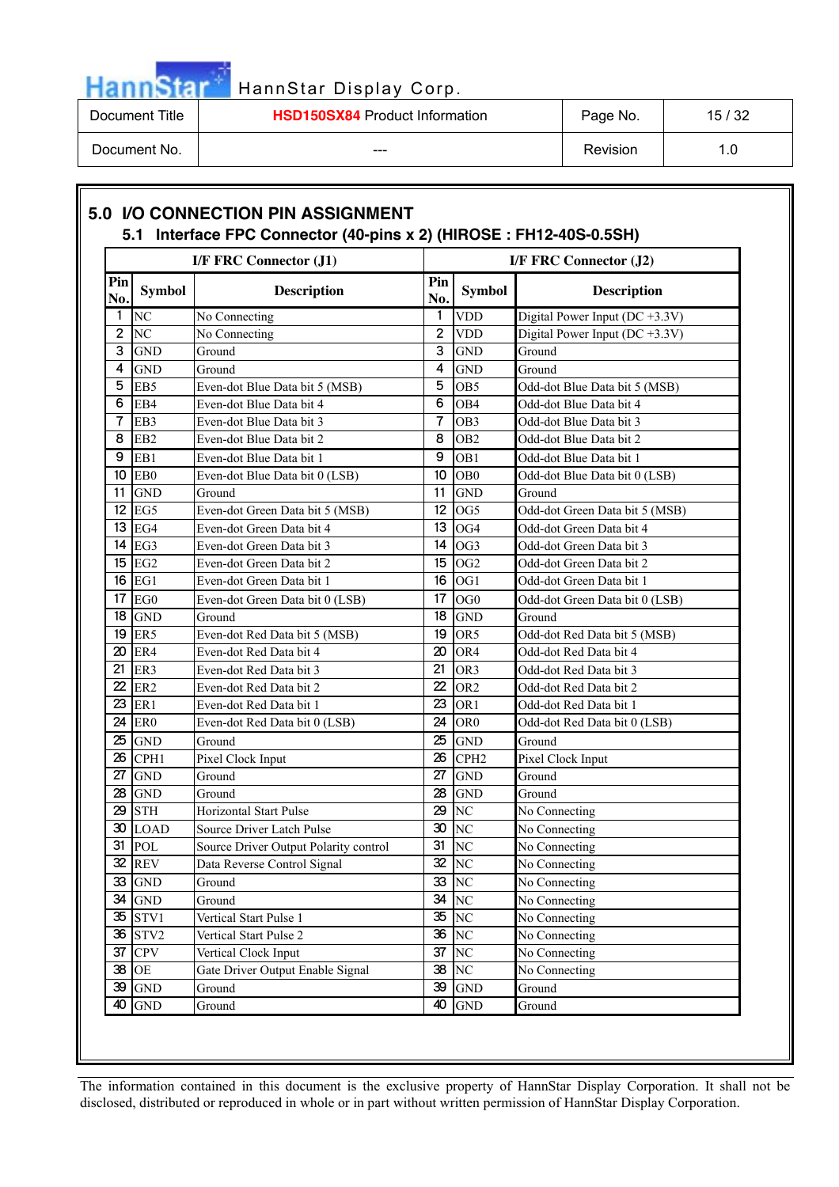## 5.0 I/O CONNECTION PIN ASSIGNMENT

### 5.1 Interface FPC Connector (40-pins x 2) (HIROSE : FH12-40S-0.5SH)

| I/F FRC Connector (J1) | | | I/F FRC Connector (J2) | | |
|---|---|---|---|---|---|
| Pin No. | Symbol | Description | Pin No. | Symbol | Description |
| 1 | NC | No Connecting | 1 | VDD | Digital Power Input (DC +3.3V) |
| 2 | NC | No Connecting | 2 | VDD | Digital Power Input (DC +3.3V) |
| 3 | GND | Ground | 3 | GND | Ground |
| 4 | GND | Ground | 4 | GND | Ground |
| 5 | EB5 | Even-dot Blue Data bit 5 (MSB) | 5 | OB5 | Odd-dot Blue Data bit 5 (MSB) |
| 6 | EB4 | Even-dot Blue Data bit 4 | 6 | OB4 | Odd-dot Blue Data bit 4 |
| 7 | EB3 | Even-dot Blue Data bit 3 | 7 | OB3 | Odd-dot Blue Data bit 3 |
| 8 | EB2 | Even-dot Blue Data bit 2 | 8 | OB2 | Odd-dot Blue Data bit 2 |
| 9 | EB1 | Even-dot Blue Data bit 1 | 9 | OB1 | Odd-dot Blue Data bit 1 |
| 10 | EB0 | Even-dot Blue Data bit 0 (LSB) | 10 | OB0 | Odd-dot Blue Data bit 0 (LSB) |
| 11 | GND | Ground | 11 | GND | Ground |
| 12 | EG5 | Even-dot Green Data bit 5 (MSB) | 12 | OG5 | Odd-dot Green Data bit 5 (MSB) |
| 13 | EG4 | Even-dot Green Data bit 4 | 13 | OG4 | Odd-dot Green Data bit 4 |
| 14 | EG3 | Even-dot Green Data bit 3 | 14 | OG3 | Odd-dot Green Data bit 3 |
| 15 | EG2 | Even-dot Green Data bit 2 | 15 | OG2 | Odd-dot Green Data bit 2 |
| 16 | EG1 | Even-dot Green Data bit 1 | 16 | OG1 | Odd-dot Green Data bit 1 |
| 17 | EG0 | Even-dot Green Data bit 0 (LSB) | 17 | OG0 | Odd-dot Green Data bit 0 (LSB) |
| 18 | GND | Ground | 18 | GND | Ground |
| 19 | ER5 | Even-dot Red Data bit 5 (MSB) | 19 | OR5 | Odd-dot Red Data bit 5 (MSB) |
| 20 | ER4 | Even-dot Red Data bit 4 | 20 | OR4 | Odd-dot Red Data bit 4 |
| 21 | ER3 | Even-dot Red Data bit 3 | 21 | OR3 | Odd-dot Red Data bit 3 |
| 22 | ER2 | Even-dot Red Data bit 2 | 22 | OR2 | Odd-dot Red Data bit 2 |
| 23 | ER1 | Even-dot Red Data bit 1 | 23 | OR1 | Odd-dot Red Data bit 1 |
| 24 | ER0 | Even-dot Red Data bit 0 (LSB) | 24 | OR0 | Odd-dot Red Data bit 0 (LSB) |
| 25 | GND | Ground | 25 | GND | Ground |
| 26 | CPH1 | Pixel Clock Input | 26 | CPH2 | Pixel Clock Input |
| 27 | GND | Ground | 27 | GND | Ground |
| 28 | GND | Ground | 28 | GND | Ground |
| 29 | STH | Horizontal Start Pulse | 29 | NC | No Connecting |
| 30 | LOAD | Source Driver Latch Pulse | 30 | NC | No Connecting |
| 31 | POL | Source Driver Output Polarity control | 31 | NC | No Connecting |
| 32 | REV | Data Reverse Control Signal | 32 | NC | No Connecting |
| 33 | GND | Ground | 33 | NC | No Connecting |
| 34 | GND | Ground | 34 | NC | No Connecting |
| 35 | STV1 | Vertical Start Pulse 1 | 35 | NC | No Connecting |
| 36 | STV2 | Vertical Start Pulse 2 | 36 | NC | No Connecting |
| 37 | CPV | Vertical Clock Input | 37 | NC | No Connecting |
| 38 | OE | Gate Driver Output Enable Signal | 38 | NC | No Connecting |
| 39 | GND | Ground | 39 | GND | Ground |
| 40 | GND | Ground | 40 | GND | Ground |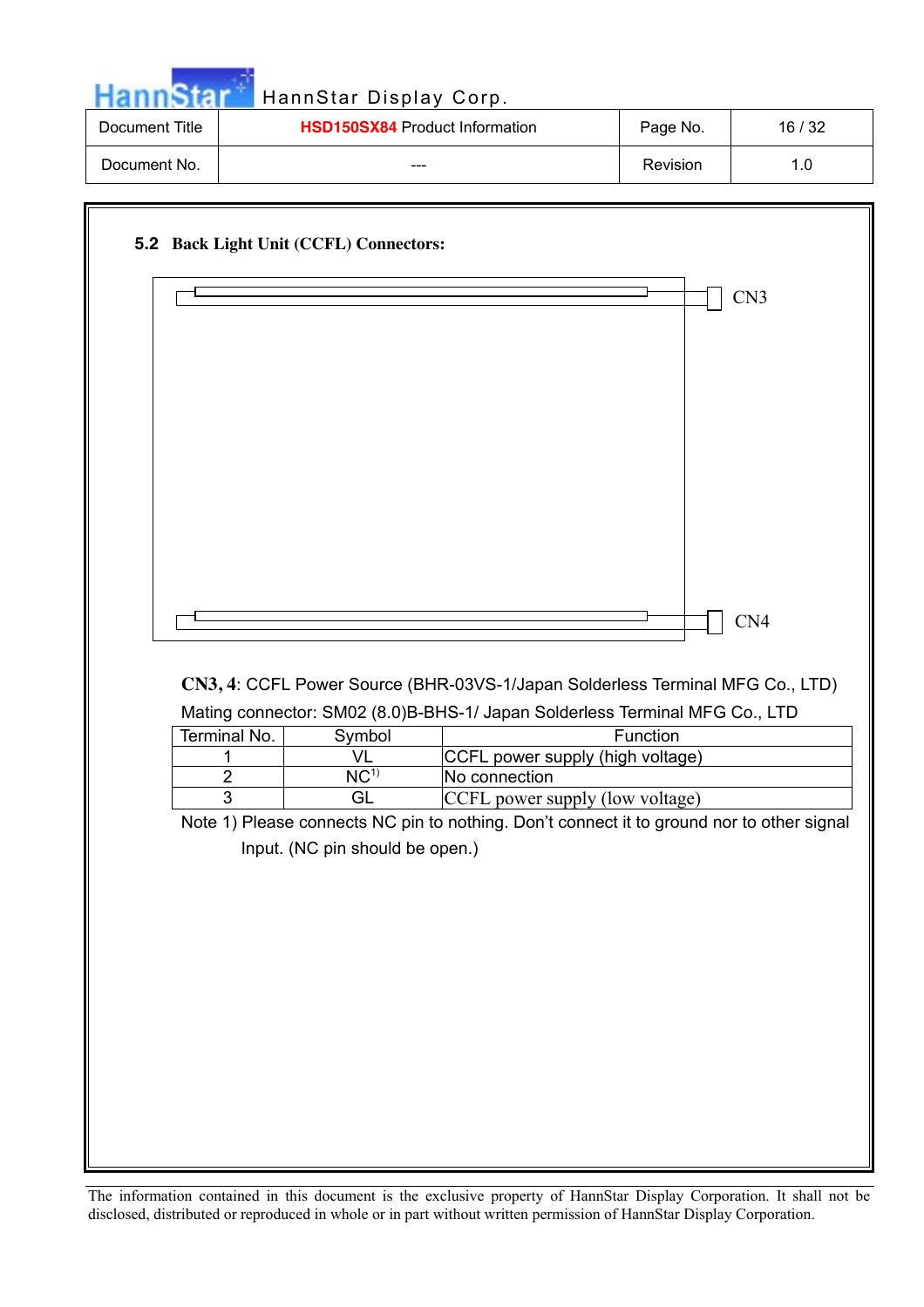## 5.2 Back Light Unit (CCFL) Connectors:

CN3

CN4

**CN3, 4**: CCFL Power Source (BHR-03VS-1/Japan Solderless Terminal MFG Co., LTD)

Mating connector: SM02 (8.0)B-BHS-1/ Japan Solderless Terminal MFG Co., LTD

| Terminal No. | Symbol | Function |
|---|---|---|
| 1 | VL | CCFL power supply (high voltage) |
| 2 | NC[1)] | No connection |
| 3 | GL | CCFL power supply (low voltage) |

Note 1) Please connects NC pin to nothing. Don't connect it to ground nor to other signal Input. (NC pin should be open.)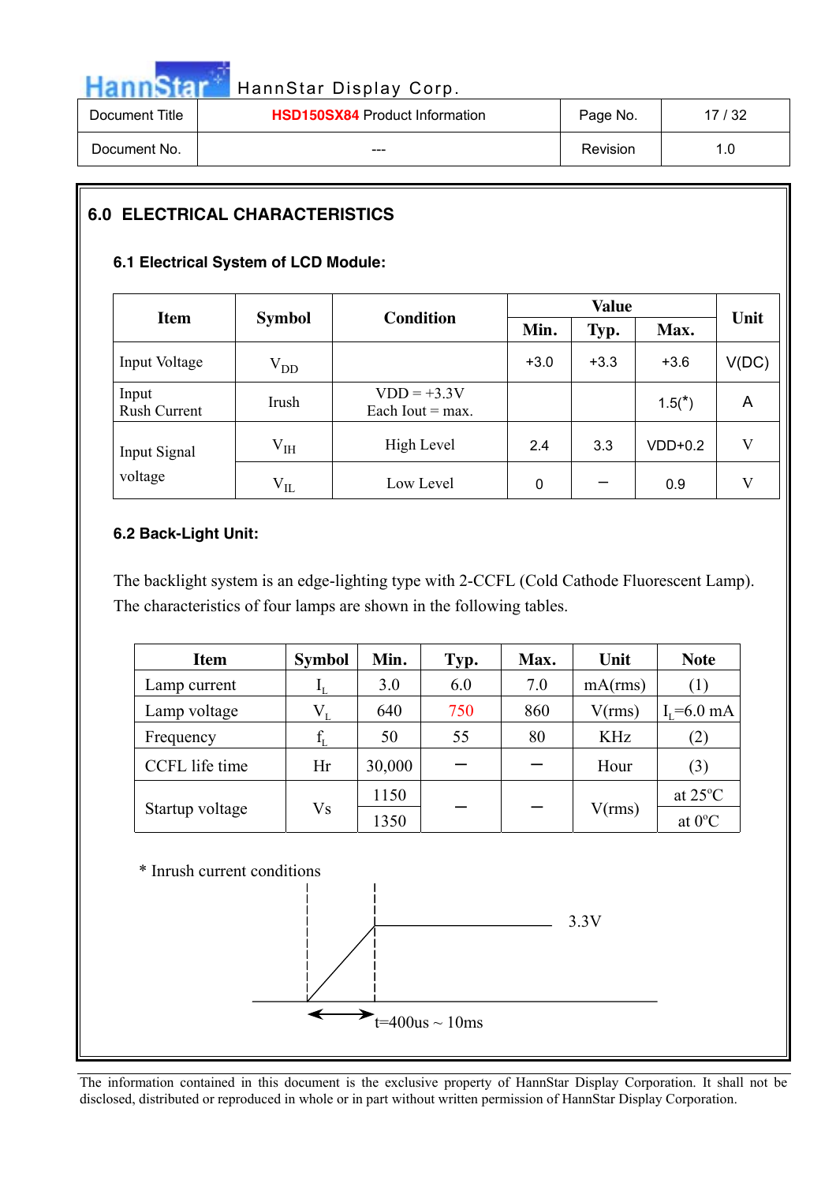## 6.0 ELECTRICAL CHARACTERISTICS

### 6.1 Electrical System of LCD Module:

| Item | Symbol | Condition | Value | | | Unit |
|---|---|---|---|---|---|---|
| | | | Min. | Typ. | Max. | |
| Input Voltage | $V_{DD}$ | | +3.0 | +3.3 | +3.6 | V(DC) |
| Input Rush Current | Irush | VDD = +3.3V Each Iout = max. | | | 1.5(*) | A |
| Input Signal voltage | $V_{IH}$ | High Level | 2.4 | 3.3 | VDD+0.2 | V |
| | $V_{IL}$ | Low Level | 0 | – | 0.9 | V |

### 6.2 Back-Light Unit:

The backlight system is an edge-lighting type with 2-CCFL (Cold Cathode Fluorescent Lamp). The characteristics of four lamps are shown in the following tables.

| Item | Symbol | Min. | Typ. | Max. | Unit | Note |
|---|---|---|---|---|---|---|
| Lamp current | $I_L$ | 3.0 | 6.0 | 7.0 | mA(rms) | (1) |
| Lamp voltage | $V_L$ | 640 | 750 | 860 | V(rms) | $I_L$=6.0 mA |
| Frequency | $f_L$ | 50 | 55 | 80 | KHz | (2) |
| CCFL life time | Hr | 30,000 | – | – | Hour | (3) |
| Startup voltage | Vs | 1150 | – | – | V(rms) | at 25°C |
| | | 1350 | | | | at 0°C |

\* Inrush current conditions

3.3V

t=400us ~ 10ms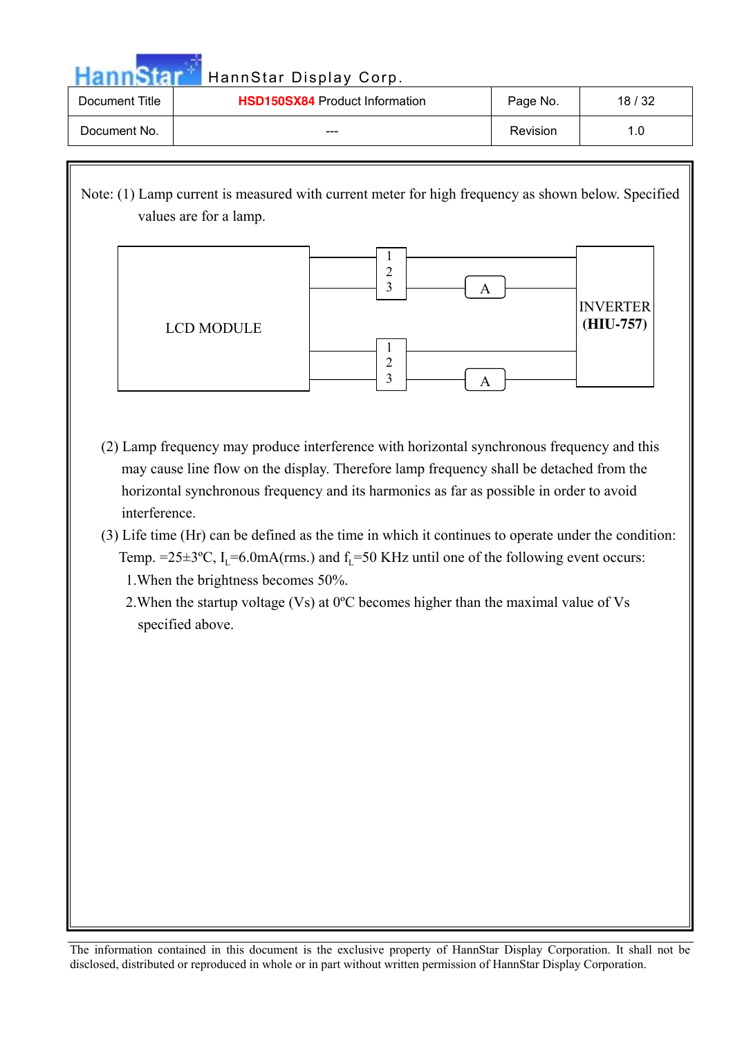Note: (1) Lamp current is measured with current meter for high frequency as shown below. Specified values are for a lamp.

LCD MODULE — 1 2 3 — A — INVERTER (HIU-757)

LCD MODULE — 1 2 3 — A — INVERTER (HIU-757)

(2) Lamp frequency may produce interference with horizontal synchronous frequency and this may cause line flow on the display. Therefore lamp frequency shall be detached from the horizontal synchronous frequency and its harmonics as far as possible in order to avoid interference.

(3) Life time (Hr) can be defined as the time in which it continues to operate under the condition: Temp. =25±3ºC, $I_L$=6.0mA(rms.) and $f_L$=50 KHz until one of the following event occurs:

1. When the brightness becomes 50%.
2. When the startup voltage (Vs) at 0ºC becomes higher than the maximal value of Vs specified above.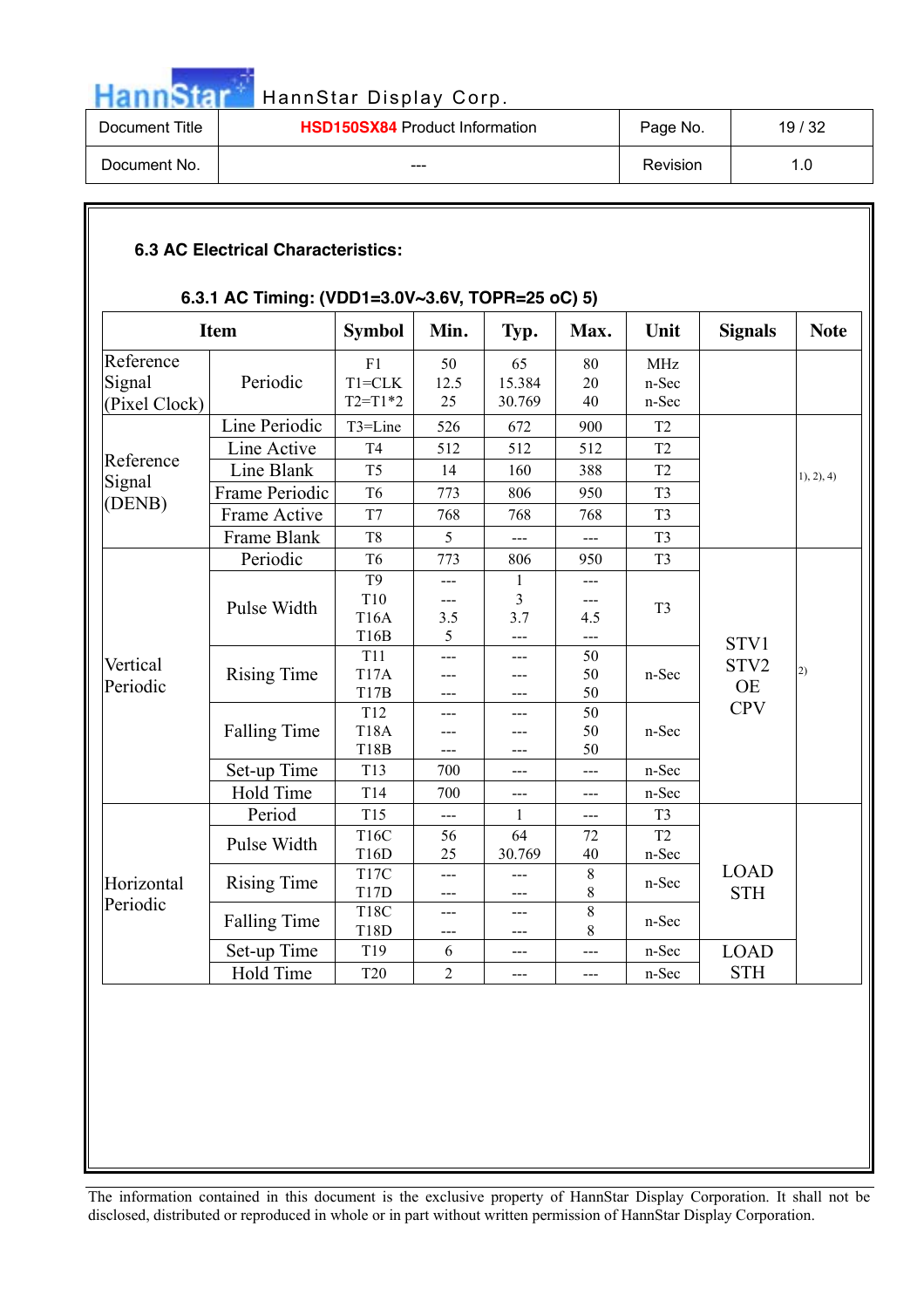### 6.3 AC Electrical Characteristics:

#### 6.3.1 AC Timing: (VDD1=3.0V~3.6V, TOPR=25 oC) 5)

| Item | | Symbol | Min. | Typ. | Max. | Unit | Signals | Note |
|---|---|---|---|---|---|---|---|---|
| Reference Signal (Pixel Clock) | Periodic | F1<br>T1=CLK<br>T2=T1*2 | 50<br>12.5<br>25 | 65<br>15.384<br>30.769 | 80<br>20<br>40 | MHz<br>n-Sec<br>n-Sec | | |
| Reference Signal (DENB) | Line Periodic | T3=Line | 526 | 672 | 900 | T2 | | 1), 2), 4) |
| | Line Active | T4 | 512 | 512 | 512 | T2 | | |
| | Line Blank | T5 | 14 | 160 | 388 | T2 | | |
| | Frame Periodic | T6 | 773 | 806 | 950 | T3 | | |
| | Frame Active | T7 | 768 | 768 | 768 | T3 | | |
| | Frame Blank | T8 | 5 | --- | --- | T3 | | |
| Vertical Periodic | Periodic | T6 | 773 | 806 | 950 | T3 | STV1<br>STV2<br>OE<br>CPV | 2) |
| | Pulse Width | T9<br>T10<br>T16A<br>T16B | ---<br>---<br>3.5<br>5 | 1<br>3<br>3.7<br>--- | ---<br>---<br>4.5<br>--- | T3 | | |
| | Rising Time | T11<br>T17A<br>T17B | ---<br>---<br>--- | ---<br>---<br>--- | 50<br>50<br>50 | n-Sec | | |
| | Falling Time | T12<br>T18A<br>T18B | ---<br>---<br>--- | ---<br>---<br>--- | 50<br>50<br>50 | n-Sec | | |
| | Set-up Time | T13 | 700 | --- | --- | n-Sec | | |
| | Hold Time | T14 | 700 | --- | --- | n-Sec | | |
| Horizontal Periodic | Period | T15 | --- | 1 | --- | T3 | LOAD<br>STH | |
| | Pulse Width | T16C<br>T16D | 56<br>25 | 64<br>30.769 | 72<br>40 | T2<br>n-Sec | | |
| | Rising Time | T17C<br>T17D | ---<br>--- | ---<br>--- | 8<br>8 | n-Sec | | |
| | Falling Time | T18C<br>T18D | ---<br>--- | ---<br>--- | 8<br>8 | n-Sec | | |
| | Set-up Time | T19 | 6 | --- | --- | n-Sec | LOAD<br>STH | |
| | Hold Time | T20 | 2 | --- | --- | n-Sec | | |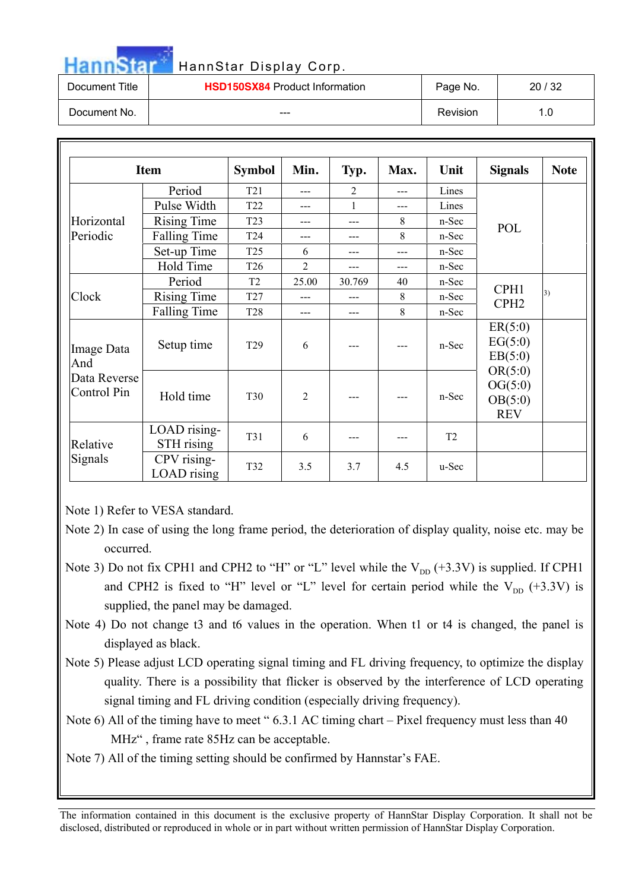| Item | | Symbol | Min. | Typ. | Max. | Unit | Signals | Note |
|---|---|---|---|---|---|---|---|---|
| Horizontal Periodic | Period | T21 | --- | 2 | --- | Lines | POL | |
| | Pulse Width | T22 | --- | 1 | --- | Lines | | |
| | Rising Time | T23 | --- | --- | 8 | n-Sec | | |
| | Falling Time | T24 | --- | --- | 8 | n-Sec | | |
| | Set-up Time | T25 | 6 | --- | --- | n-Sec | | |
| | Hold Time | T26 | 2 | --- | --- | n-Sec | | |
| Clock | Period | T2 | 25.00 | 30.769 | 40 | n-Sec | CPH1 CPH2 | 3) |
| | Rising Time | T27 | --- | --- | 8 | n-Sec | | |
| | Falling Time | T28 | --- | --- | 8 | n-Sec | | |
| Image Data And Data Reverse Control Pin | Setup time | T29 | 6 | --- | --- | n-Sec | ER(5:0) EG(5:0) EB(5:0) OR(5:0) OG(5:0) OB(5:0) REV | |
| | Hold time | T30 | 2 | --- | --- | n-Sec | | |
| Relative Signals | LOAD rising-STH rising | T31 | 6 | --- | --- | T2 | | |
| | CPV rising-LOAD rising | T32 | 3.5 | 3.7 | 4.5 | u-Sec | | |

Note 1) Refer to VESA standard.

Note 2) In case of using the long frame period, the deterioration of display quality, noise etc. may be occurred.

Note 3) Do not fix CPH1 and CPH2 to "H" or "L" level while the $V_{DD}$ (+3.3V) is supplied. If CPH1 and CPH2 is fixed to "H" level or "L" level for certain period while the $V_{DD}$ (+3.3V) is supplied, the panel may be damaged.

Note 4) Do not change t3 and t6 values in the operation. When t1 or t4 is changed, the panel is displayed as black.

Note 5) Please adjust LCD operating signal timing and FL driving frequency, to optimize the display quality. There is a possibility that flicker is observed by the interference of LCD operating signal timing and FL driving condition (especially driving frequency).

Note 6) All of the timing have to meet " 6.3.1 AC timing chart – Pixel frequency must less than 40 MHz" , frame rate 85Hz can be acceptable.

Note 7) All of the timing setting should be confirmed by Hannstar's FAE.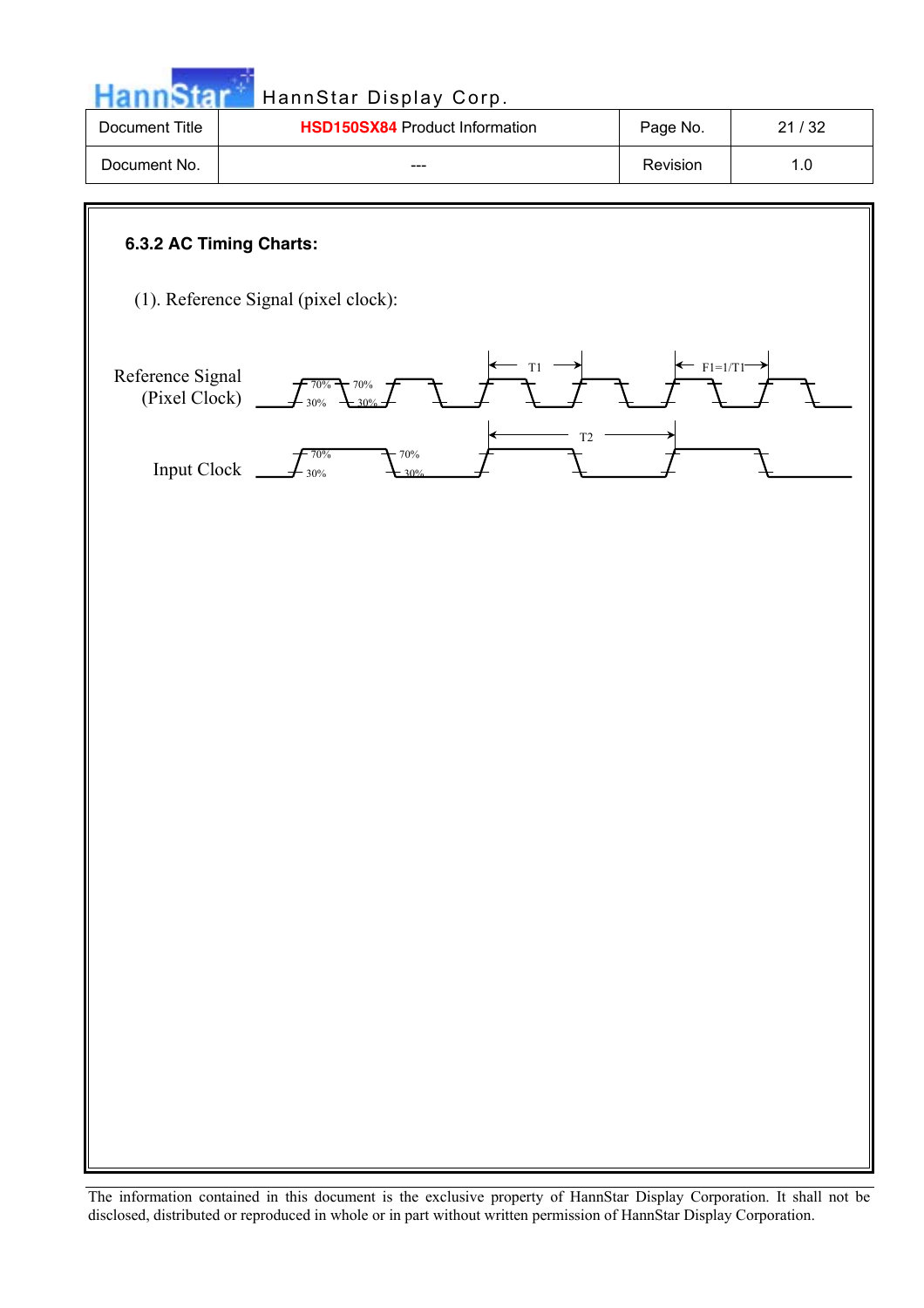#### 6.3.2 AC Timing Charts:

(1). Reference Signal (pixel clock):

Reference Signal (Pixel Clock)

70% 30% 70% 30% T1 F1=1/T1

Input Clock

70% 30% 70% 30% T2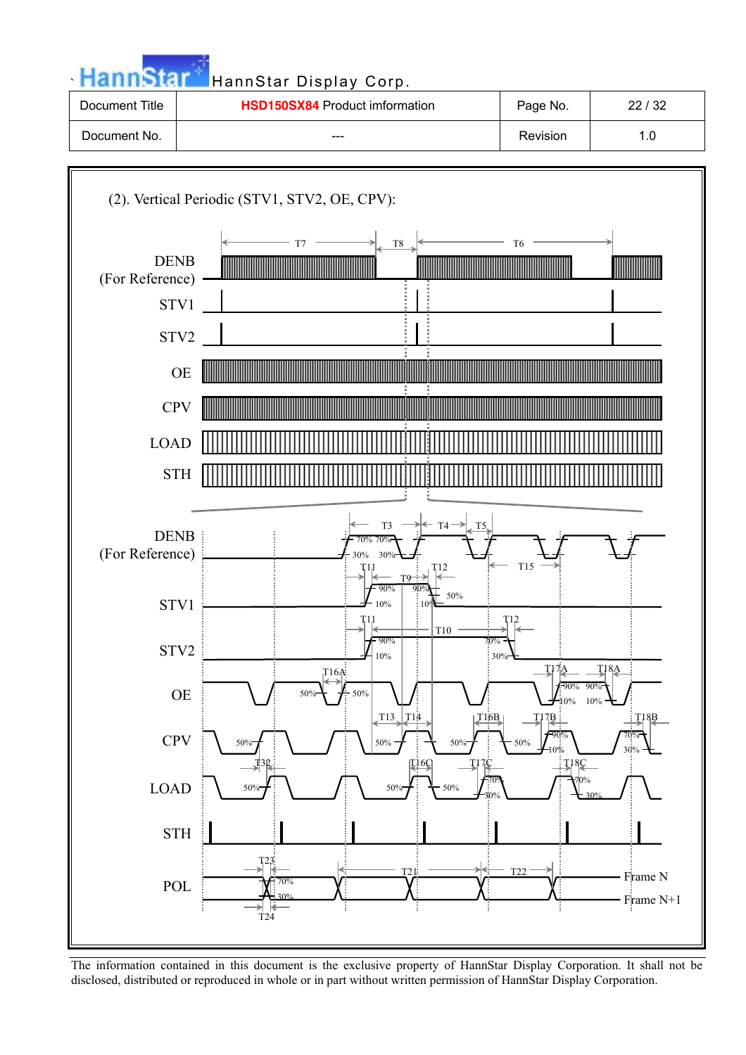(2). Vertical Periodic (STV1, STV2, OE, CPV):

T7 T8 T6

DENB
(For Reference)

STV1

STV2

OE

CPV

LOAD

STH

T3 T4 T5

70% 70%

30% 30%

DENB
(For Reference)

T11 T12 T15

T9

90% 90%

50%

10% 10%

STV1

T11 T12

T10

90% 70%

10% 30%

STV2

T16A T17A T18A

90% 90%

50% 50%

10% 10%

OE

T13 T14 T16B T17B T18B

90% 70%

50% 50% 50% 50%

10% 30%

CPV

T32 T16C T17C T18C

70% 70%

50% 50% 50%

30% 30%

LOAD

STH

T23

T21 T22

70%

30%

Frame N

Frame N+1

POL

T24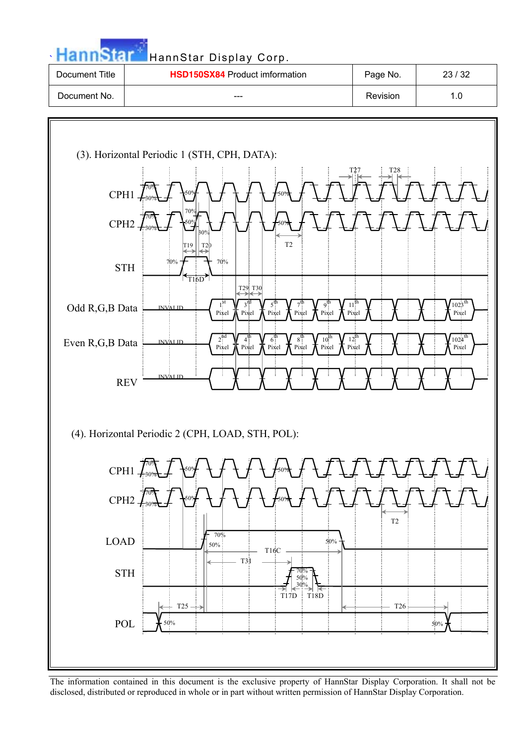(3). Horizontal Periodic 1 (STH, CPH, DATA):

CPH1

CPH2

STH

Odd R,G,B Data

Even R,G,B Data

REV

(4). Horizontal Periodic 2 (CPH, LOAD, STH, POL):

CPH1

CPH2

LOAD

STH

POL

The information contained in this document is the exclusive property of HannStar Display Corporation. It shall not be disclosed, distributed or reproduced in whole or in part without written permission of HannStar Display Corporation.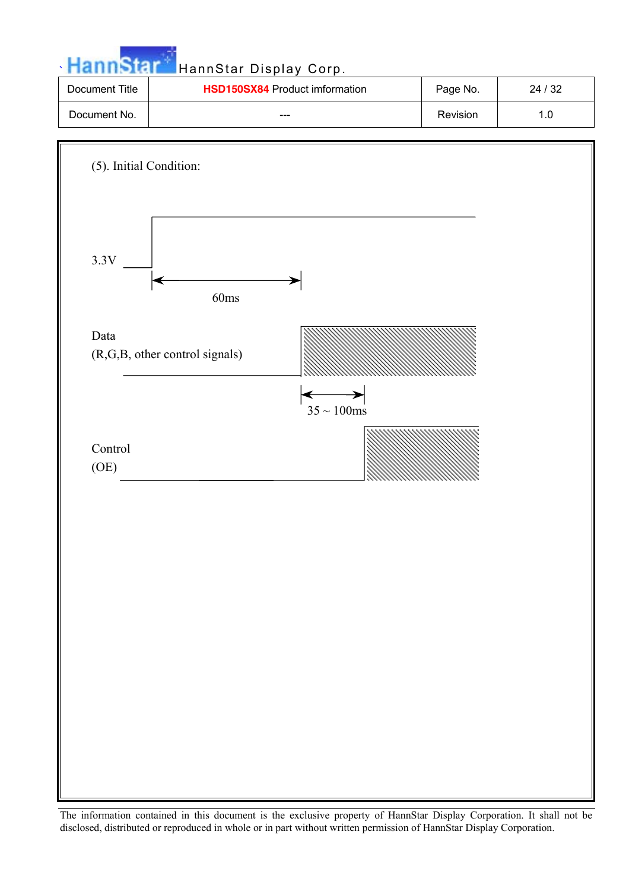(5). Initial Condition:

3.3V

60ms

Data
(R,G,B, other control signals)

35 ~ 100ms

Control
(OE)

The information contained in this document is the exclusive property of HannStar Display Corporation. It shall not be disclosed, distributed or reproduced in whole or in part without written permission of HannStar Display Corporation.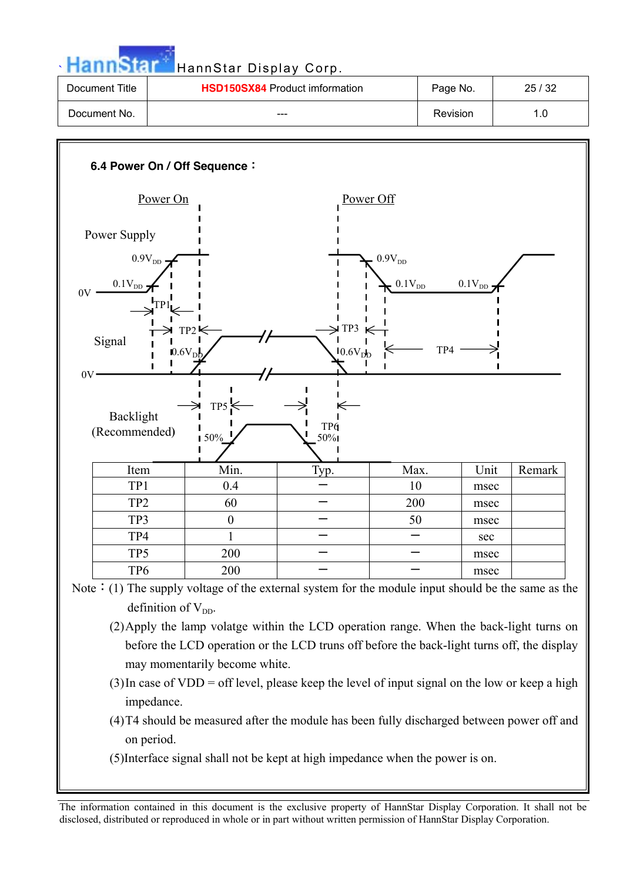### 6.4 Power On / Off Sequence：

Power On

Power Off

Power Supply

$0.9V_{DD}$

$0.1V_{DD}$

0V

TP1

TP2

Signal

$0.6V_{DD}$

0V

TP3

$0.6V_{DD}$

$0.9V_{DD}$

$0.1V_{DD}$

$0.1V_{DD}$

TP4

TP5

Backlight (Recommended)

50%

TP6

50%

| Item | Min. | Typ. | Max. | Unit | Remark |
|---|---|---|---|---|---|
| TP1 | 0.4 | – | 10 | msec | |
| TP2 | 60 | – | 200 | msec | |
| TP3 | 0 | – | 50 | msec | |
| TP4 | 1 | – | – | sec | |
| TP5 | 200 | – | – | msec | |
| TP6 | 200 | – | – | msec | |

Note：(1) The supply voltage of the external system for the module input should be the same as the definition of $V_{DD}$.

(2) Apply the lamp volatge within the LCD operation range. When the back-light turns on before the LCD operation or the LCD truns off before the back-light turns off, the display may momentarily become white.

(3) In case of VDD = off level, please keep the level of input signal on the low or keep a high impedance.

(4) T4 should be measured after the module has been fully discharged between power off and on period.

(5) Interface signal shall not be kept at high impedance when the power is on.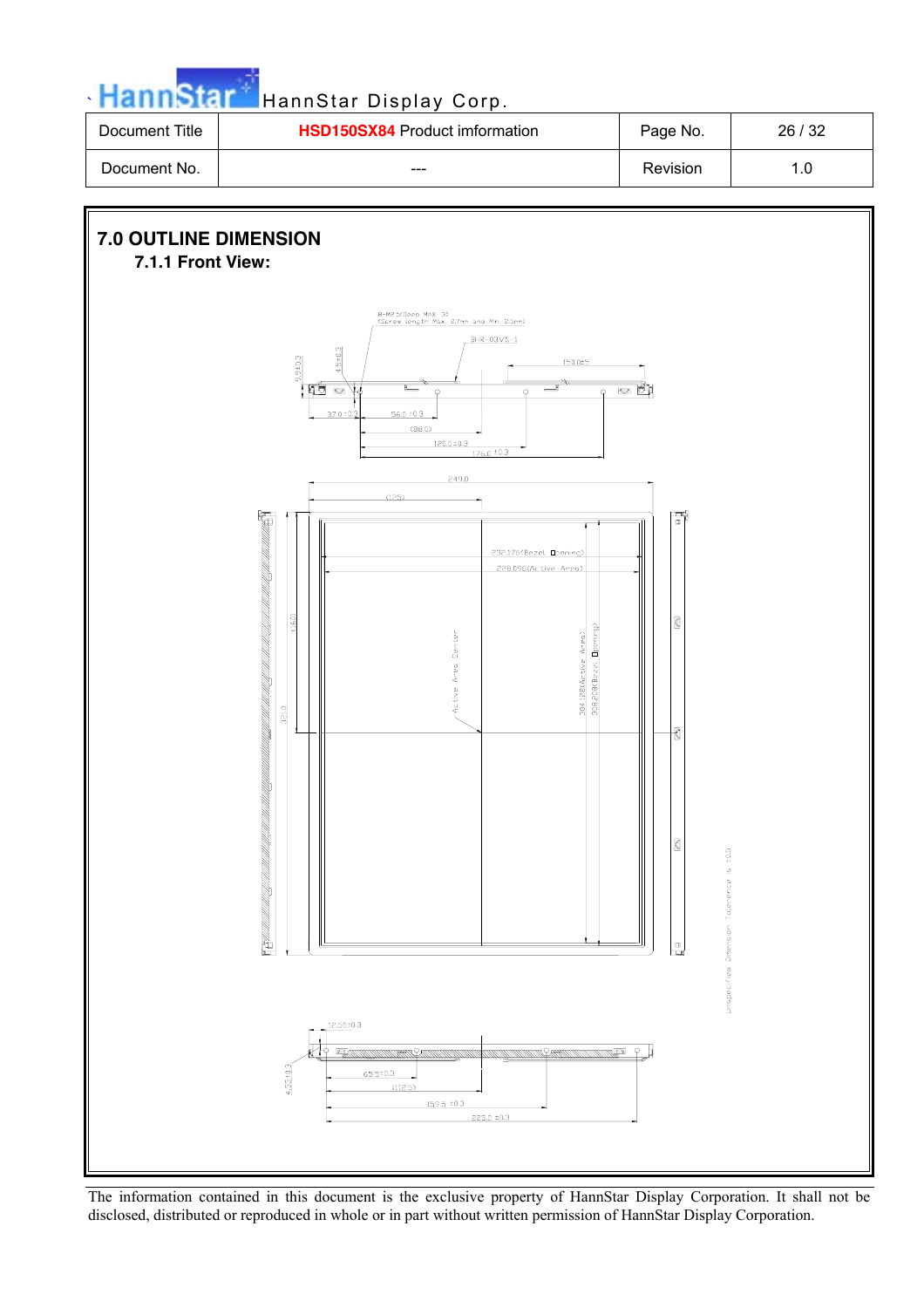# 7.0 OUTLINE DIMENSION

## 7.1.1 Front View:

The information contained in this document is the exclusive property of HannStar Display Corporation. It shall not be disclosed, distributed or reproduced in whole or in part without written permission of HannStar Display Corporation.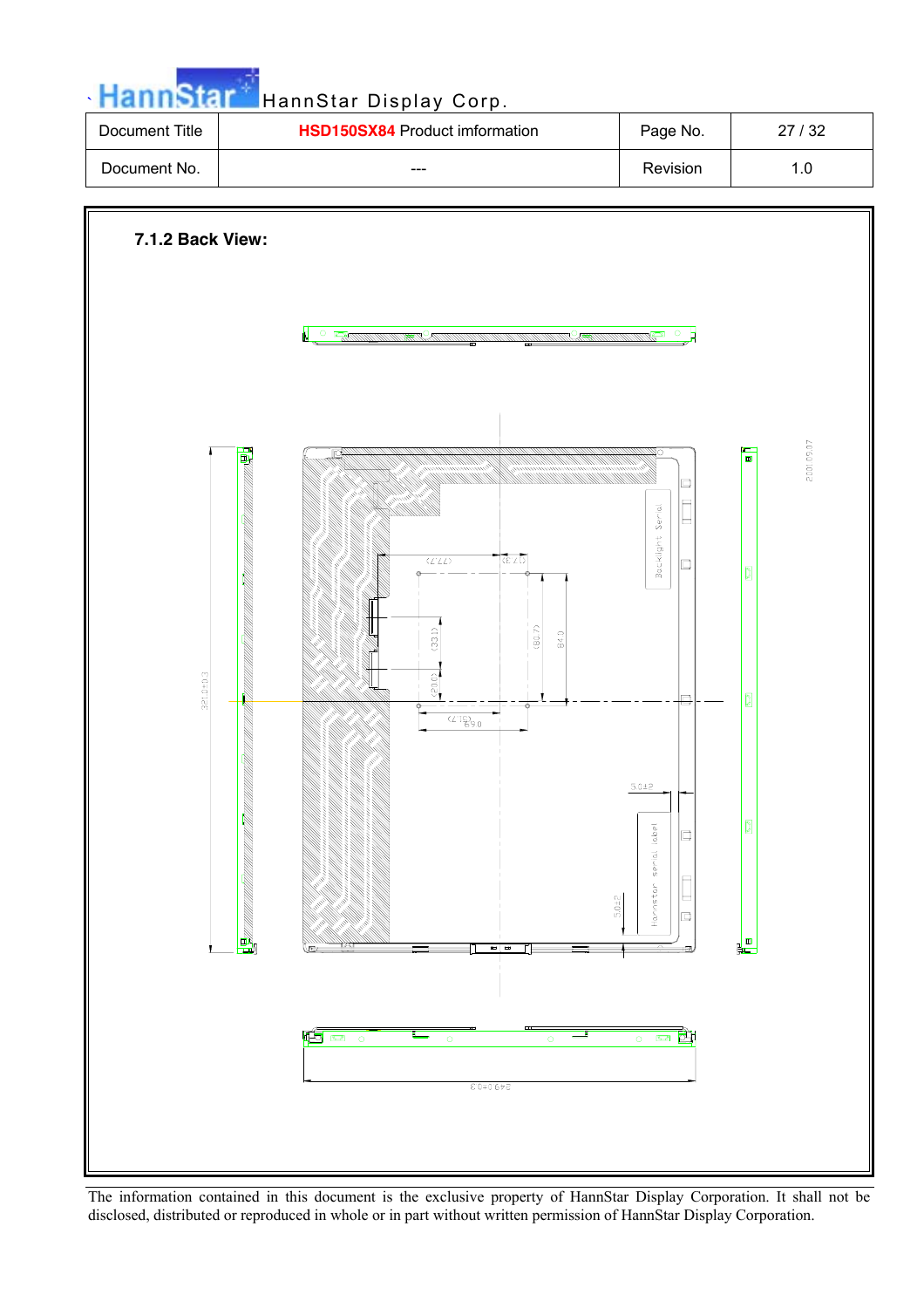### 7.1.2 Back View:

Backlight Serial

HannStar serial label

(77.7)

(17.7)

(33.1)

(80.7)

84.0

(10.0)

(31.7)

59.0

5.0±2

5.0±2

321.0±0.3

249±0.3

2010.09.07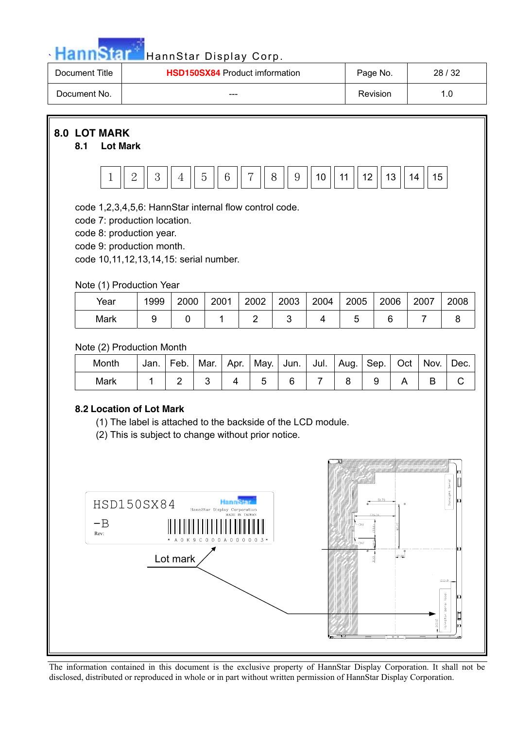## 8.0 LOT MARK

### 8.1 Lot Mark

| 1 | 2 | 3 | 4 | 5 | 6 | 7 | 8 | 9 | 10 | 11 | 12 | 13 | 14 | 15 |
|---|---|---|---|---|---|---|---|---|---|---|---|---|---|---|

code 1,2,3,4,5,6: HannStar internal flow control code.
code 7: production location.
code 8: production year.
code 9: production month.
code 10,11,12,13,14,15: serial number.

Note (1) Production Year

| Year | 1999 | 2000 | 2001 | 2002 | 2003 | 2004 | 2005 | 2006 | 2007 | 2008 |
|---|---|---|---|---|---|---|---|---|---|---|
| Mark | 9 | 0 | 1 | 2 | 3 | 4 | 5 | 6 | 7 | 8 |

Note (2) Production Month

| Month | Jan. | Feb. | Mar. | Apr. | May. | Jun. | Jul. | Aug. | Sep. | Oct | Nov. | Dec. |
|---|---|---|---|---|---|---|---|---|---|---|---|---|
| Mark | 1 | 2 | 3 | 4 | 5 | 6 | 7 | 8 | 9 | A | B | C |

### 8.2 Location of Lot Mark

(1) The label is attached to the backside of the LCD module.
(2) This is subject to change without prior notice.

HSD150SX84
-B
Rev:
HannStar Display Corporation
MADE IN TAIWAN
* A 0 K 9 C 0 0 0 A 0 0 0 0 0 3 *

Lot mark

The information contained in this document is the exclusive property of HannStar Display Corporation. It shall not be disclosed, distributed or reproduced in whole or in part without written permission of HannStar Display Corporation.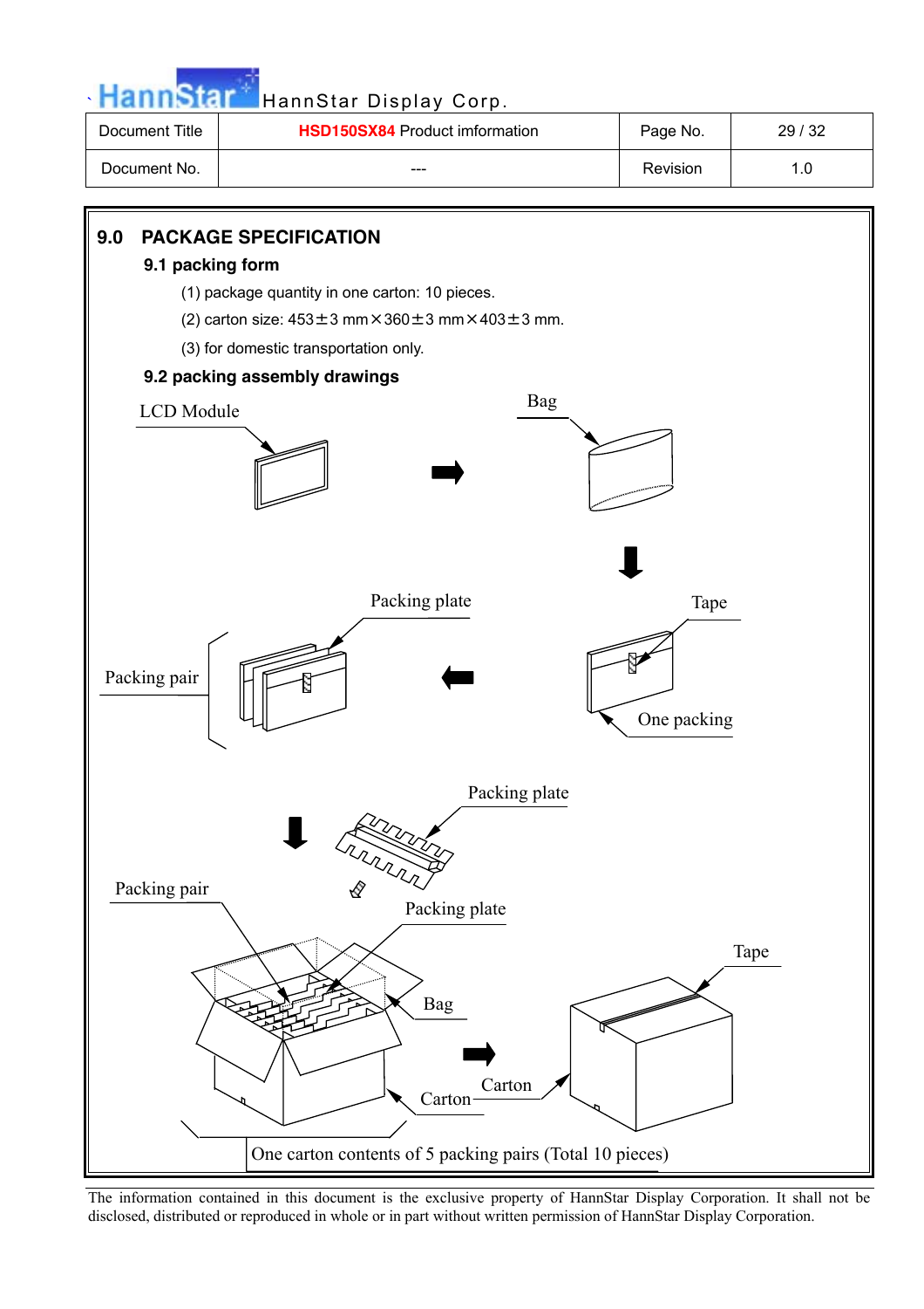| Document Title | HSD150SX84 Product imformation | Page No. | 29 / 32 |
|---|---|---|---|
| Document No. | --- | Revision | 1.0 |

# 9.0 PACKAGE SPECIFICATION

## 9.1 packing form

(1) package quantity in one carton: 10 pieces.

(2) carton size: 453±3 mm×360±3 mm×403±3 mm.

(3) for domestic transportation only.

## 9.2 packing assembly drawings

LCD Module

Bag

Packing plate

Tape

Packing pair

One packing

Packing plate

Packing pair

Packing plate

Tape

Bag

Carton

Carton

One carton contents of 5 packing pairs (Total 10 pieces)

The information contained in this document is the exclusive property of HannStar Display Corporation. It shall not be disclosed, distributed or reproduced in whole or in part without written permission of HannStar Display Corporation.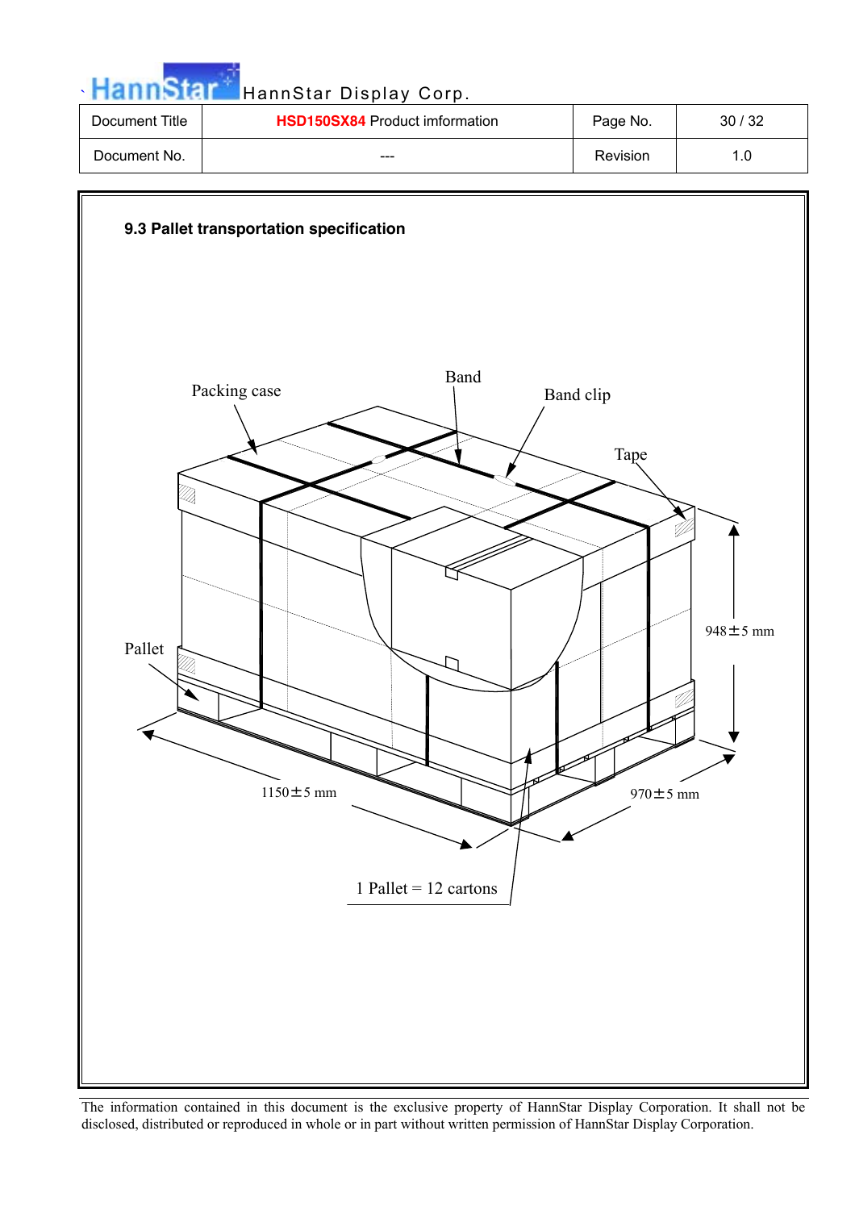### 9.3 Pallet transportation specification

Packing case

Band

Band clip

Tape

Pallet

948±5 mm

1150±5 mm

970±5 mm

1 Pallet = 12 cartons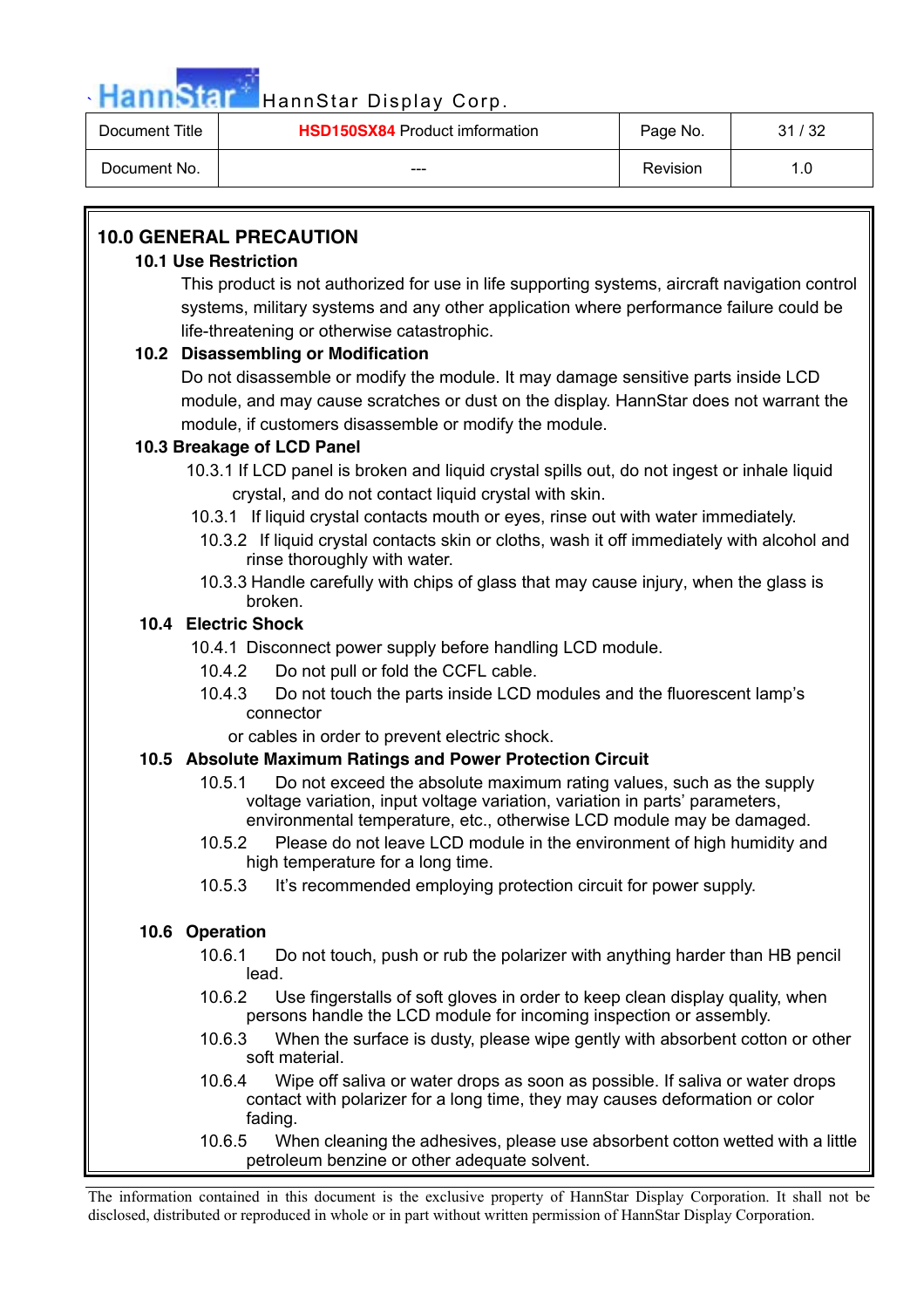| Document Title | **HSD150SX84** Product imformation | Page No. | 31 / 32 |
|---|---|---|---|
| Document No. | --- | Revision | 1.0 |

## 10.0 GENERAL PRECAUTION

### 10.1 Use Restriction

This product is not authorized for use in life supporting systems, aircraft navigation control systems, military systems and any other application where performance failure could be life-threatening or otherwise catastrophic.

### 10.2 Disassembling or Modification

Do not disassemble or modify the module. It may damage sensitive parts inside LCD module, and may cause scratches or dust on the display. HannStar does not warrant the module, if customers disassemble or modify the module.

### 10.3 Breakage of LCD Panel

10.3.1 If LCD panel is broken and liquid crystal spills out, do not ingest or inhale liquid crystal, and do not contact liquid crystal with skin.

10.3.1 If liquid crystal contacts mouth or eyes, rinse out with water immediately.

10.3.2 If liquid crystal contacts skin or cloths, wash it off immediately with alcohol and rinse thoroughly with water.

10.3.3 Handle carefully with chips of glass that may cause injury, when the glass is broken.

### 10.4 Electric Shock

10.4.1 Disconnect power supply before handling LCD module.

10.4.2 Do not pull or fold the CCFL cable.

10.4.3 Do not touch the parts inside LCD modules and the fluorescent lamp's connector or cables in order to prevent electric shock.

### 10.5 Absolute Maximum Ratings and Power Protection Circuit

10.5.1 Do not exceed the absolute maximum rating values, such as the supply voltage variation, input voltage variation, variation in parts' parameters, environmental temperature, etc., otherwise LCD module may be damaged.

10.5.2 Please do not leave LCD module in the environment of high humidity and high temperature for a long time.

10.5.3 It's recommended employing protection circuit for power supply.

### 10.6 Operation

10.6.1 Do not touch, push or rub the polarizer with anything harder than HB pencil lead.

10.6.2 Use fingerstalls of soft gloves in order to keep clean display quality, when persons handle the LCD module for incoming inspection or assembly.

10.6.3 When the surface is dusty, please wipe gently with absorbent cotton or other soft material.

10.6.4 Wipe off saliva or water drops as soon as possible. If saliva or water drops contact with polarizer for a long time, they may causes deformation or color fading.

10.6.5 When cleaning the adhesives, please use absorbent cotton wetted with a little petroleum benzine or other adequate solvent.

The information contained in this document is the exclusive property of HannStar Display Corporation. It shall not be disclosed, distributed or reproduced in whole or in part without written permission of HannStar Display Corporation.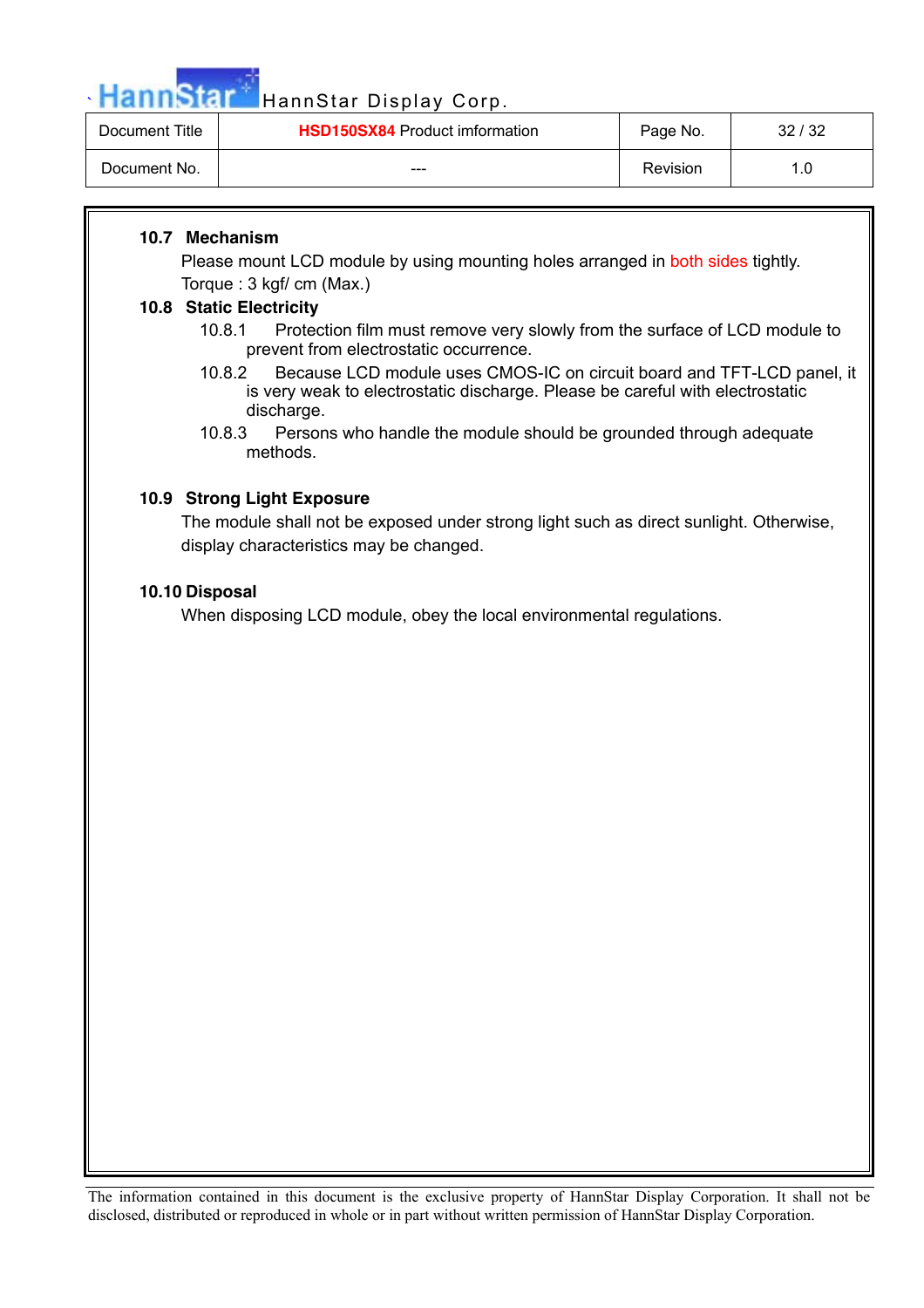### 10.7 Mechanism

Please mount LCD module by using mounting holes arranged in both sides tightly.
Torque : 3 kgf/ cm (Max.)

### 10.8 Static Electricity

10.8.1 Protection film must remove very slowly from the surface of LCD module to prevent from electrostatic occurrence.

10.8.2 Because LCD module uses CMOS-IC on circuit board and TFT-LCD panel, it is very weak to electrostatic discharge. Please be careful with electrostatic discharge.

10.8.3 Persons who handle the module should be grounded through adequate methods.

### 10.9 Strong Light Exposure

The module shall not be exposed under strong light such as direct sunlight. Otherwise, display characteristics may be changed.

### 10.10 Disposal

When disposing LCD module, obey the local environmental regulations.